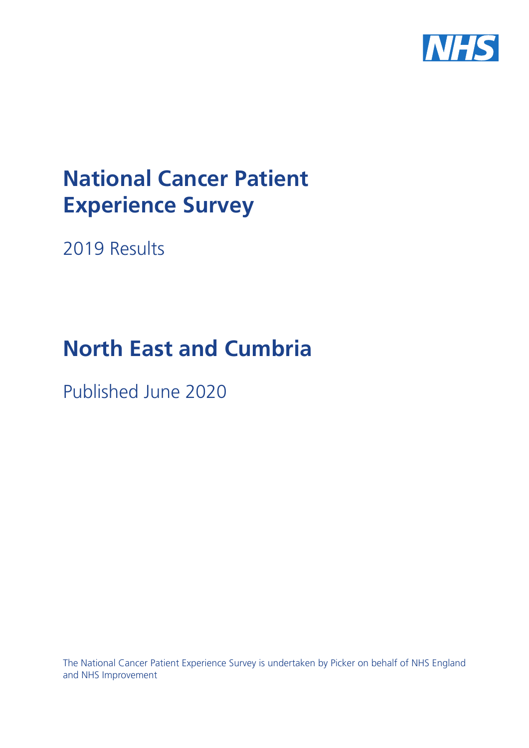# National Cancer Patient Experience Survey

2019 Results

# North East and Cumbria

Published June 2020

The National Cancer Patient Experience Survey is undertaken by Picker on behalf of NHS England and NHS Improvement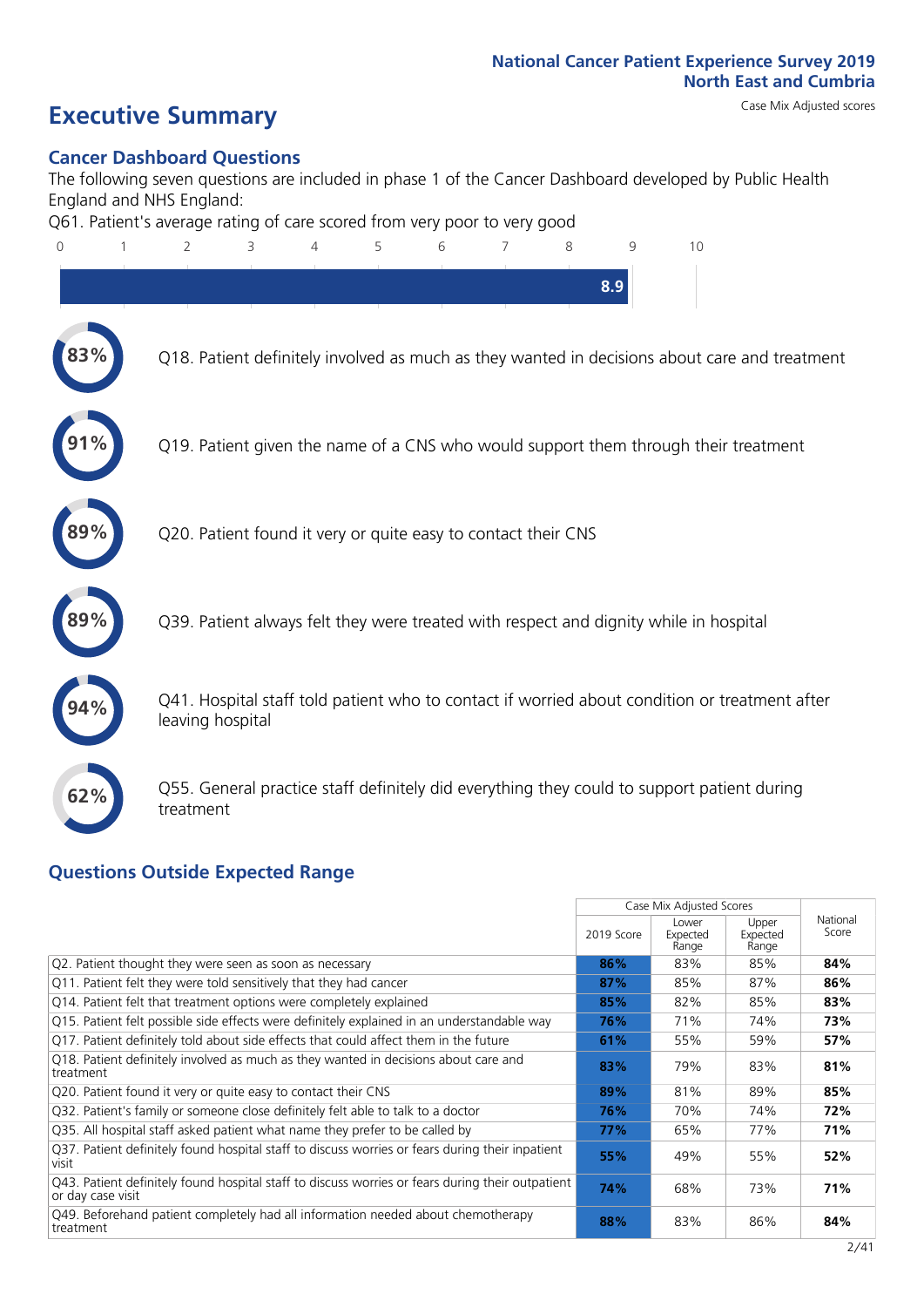National Cancer Patient Experience Survey 2019
North East and Cumbria

Case Mix Adjusted scores

# Executive Summary

## Cancer Dashboard Questions

The following seven questions are included in phase 1 of the Cancer Dashboard developed by Public Health England and NHS England:

Q61. Patient's average rating of care scored from very poor to very good

8.9

83% Q18. Patient definitely involved as much as they wanted in decisions about care and treatment

91% Q19. Patient given the name of a CNS who would support them through their treatment

89% Q20. Patient found it very or quite easy to contact their CNS

89% Q39. Patient always felt they were treated with respect and dignity while in hospital

94% Q41. Hospital staff told patient who to contact if worried about condition or treatment after leaving hospital

62% Q55. General practice staff definitely did everything they could to support patient during treatment

## Questions Outside Expected Range

| | Case Mix Adjusted Scores | | | National Score |
|---|---|---|---|---|
| | 2019 Score | Lower Expected Range | Upper Expected Range | |
| Q2. Patient thought they were seen as soon as necessary | **86%** | 83% | 85% | **84%** |
| Q11. Patient felt they were told sensitively that they had cancer | **87%** | 85% | 87% | **86%** |
| Q14. Patient felt that treatment options were completely explained | **85%** | 82% | 85% | **83%** |
| Q15. Patient felt possible side effects were definitely explained in an understandable way | **76%** | 71% | 74% | **73%** |
| Q17. Patient definitely told about side effects that could affect them in the future | **61%** | 55% | 59% | **57%** |
| Q18. Patient definitely involved as much as they wanted in decisions about care and treatment | **83%** | 79% | 83% | **81%** |
| Q20. Patient found it very or quite easy to contact their CNS | **89%** | 81% | 89% | **85%** |
| Q32. Patient's family or someone close definitely felt able to talk to a doctor | **76%** | 70% | 74% | **72%** |
| Q35. All hospital staff asked patient what name they prefer to be called by | **77%** | 65% | 77% | **71%** |
| Q37. Patient definitely found hospital staff to discuss worries or fears during their inpatient visit | **55%** | 49% | 55% | **52%** |
| Q43. Patient definitely found hospital staff to discuss worries or fears during their outpatient or day case visit | **74%** | 68% | 73% | **71%** |
| Q49. Beforehand patient completely had all information needed about chemotherapy treatment | **88%** | 83% | 86% | **84%** |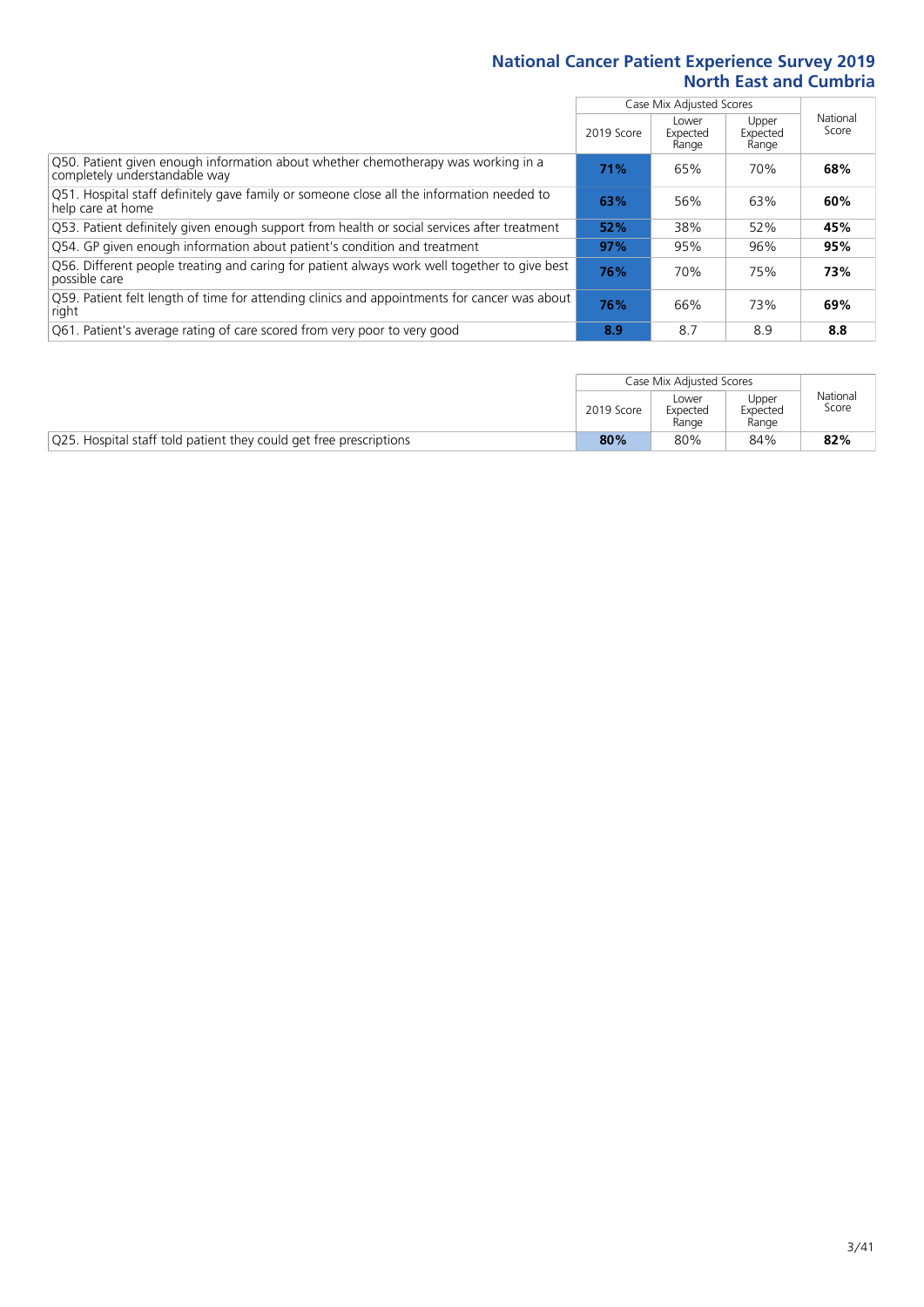## National Cancer Patient Experience Survey 2019
## North East and Cumbria

| | Case Mix Adjusted Scores | | | National Score |
|---|---|---|---|---|
| | 2019 Score | Lower Expected Range | Upper Expected Range | |
| Q50. Patient given enough information about whether chemotherapy was working in a completely understandable way | **71%** | 65% | 70% | **68%** |
| Q51. Hospital staff definitely gave family or someone close all the information needed to help care at home | **63%** | 56% | 63% | **60%** |
| Q53. Patient definitely given enough support from health or social services after treatment | **52%** | 38% | 52% | **45%** |
| Q54. GP given enough information about patient's condition and treatment | **97%** | 95% | 96% | **95%** |
| Q56. Different people treating and caring for patient always work well together to give best possible care | **76%** | 70% | 75% | **73%** |
| Q59. Patient felt length of time for attending clinics and appointments for cancer was about right | **76%** | 66% | 73% | **69%** |
| Q61. Patient's average rating of care scored from very poor to very good | **8.9** | 8.7 | 8.9 | **8.8** |

| | Case Mix Adjusted Scores | | | National Score |
|---|---|---|---|---|
| | 2019 Score | Lower Expected Range | Upper Expected Range | |
| Q25. Hospital staff told patient they could get free prescriptions | **80%** | 80% | 84% | **82%** |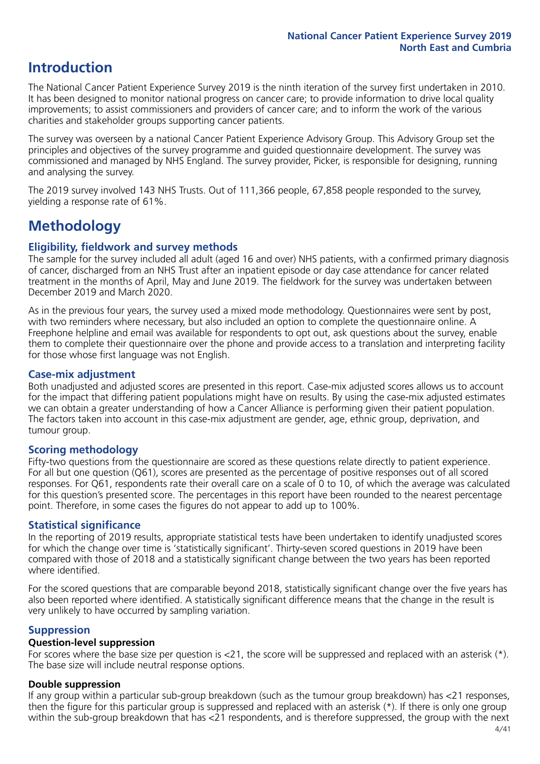# Introduction

The National Cancer Patient Experience Survey 2019 is the ninth iteration of the survey first undertaken in 2010. It has been designed to monitor national progress on cancer care; to provide information to drive local quality improvements; to assist commissioners and providers of cancer care; and to inform the work of the various charities and stakeholder groups supporting cancer patients.

The survey was overseen by a national Cancer Patient Experience Advisory Group. This Advisory Group set the principles and objectives of the survey programme and guided questionnaire development. The survey was commissioned and managed by NHS England. The survey provider, Picker, is responsible for designing, running and analysing the survey.

The 2019 survey involved 143 NHS Trusts. Out of 111,366 people, 67,858 people responded to the survey, yielding a response rate of 61%.

# Methodology

## Eligibility, fieldwork and survey methods

The sample for the survey included all adult (aged 16 and over) NHS patients, with a confirmed primary diagnosis of cancer, discharged from an NHS Trust after an inpatient episode or day case attendance for cancer related treatment in the months of April, May and June 2019. The fieldwork for the survey was undertaken between December 2019 and March 2020.

As in the previous four years, the survey used a mixed mode methodology. Questionnaires were sent by post, with two reminders where necessary, but also included an option to complete the questionnaire online. A Freephone helpline and email was available for respondents to opt out, ask questions about the survey, enable them to complete their questionnaire over the phone and provide access to a translation and interpreting facility for those whose first language was not English.

## Case-mix adjustment

Both unadjusted and adjusted scores are presented in this report. Case-mix adjusted scores allows us to account for the impact that differing patient populations might have on results. By using the case-mix adjusted estimates we can obtain a greater understanding of how a Cancer Alliance is performing given their patient population. The factors taken into account in this case-mix adjustment are gender, age, ethnic group, deprivation, and tumour group.

## Scoring methodology

Fifty-two questions from the questionnaire are scored as these questions relate directly to patient experience. For all but one question (Q61), scores are presented as the percentage of positive responses out of all scored responses. For Q61, respondents rate their overall care on a scale of 0 to 10, of which the average was calculated for this question's presented score. The percentages in this report have been rounded to the nearest percentage point. Therefore, in some cases the figures do not appear to add up to 100%.

## Statistical significance

In the reporting of 2019 results, appropriate statistical tests have been undertaken to identify unadjusted scores for which the change over time is 'statistically significant'. Thirty-seven scored questions in 2019 have been compared with those of 2018 and a statistically significant change between the two years has been reported where identified.

For the scored questions that are comparable beyond 2018, statistically significant change over the five years has also been reported where identified. A statistically significant difference means that the change in the result is very unlikely to have occurred by sampling variation.

## Suppression

### Question-level suppression

For scores where the base size per question is <21, the score will be suppressed and replaced with an asterisk (*). The base size will include neutral response options.

### Double suppression

If any group within a particular sub-group breakdown (such as the tumour group breakdown) has <21 responses, then the figure for this particular group is suppressed and replaced with an asterisk (*). If there is only one group within the sub-group breakdown that has <21 respondents, and is therefore suppressed, the group with the next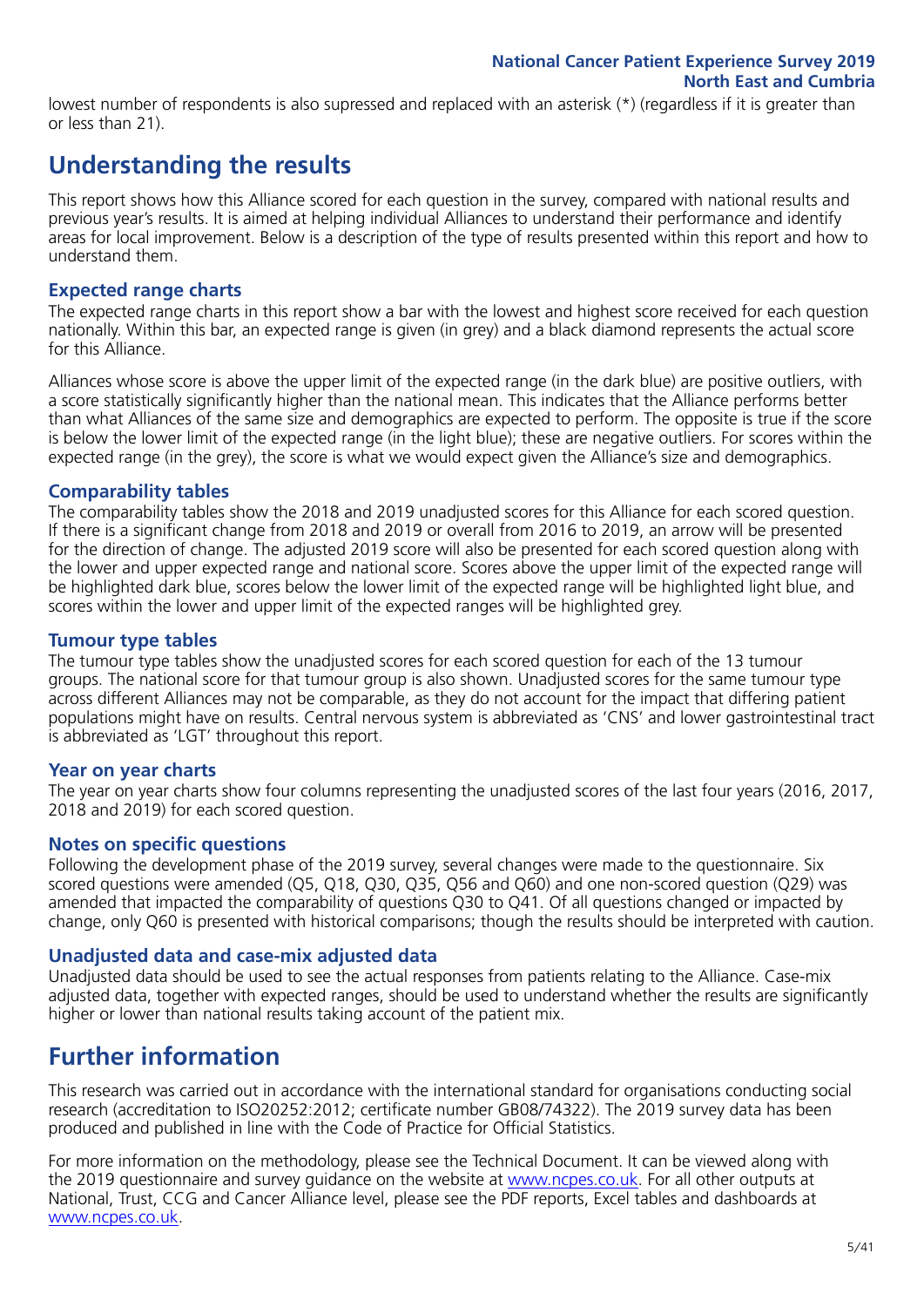lowest number of respondents is also supressed and replaced with an asterisk (*) (regardless if it is greater than or less than 21).

# Understanding the results

This report shows how this Alliance scored for each question in the survey, compared with national results and previous year's results. It is aimed at helping individual Alliances to understand their performance and identify areas for local improvement. Below is a description of the type of results presented within this report and how to understand them.

### Expected range charts

The expected range charts in this report show a bar with the lowest and highest score received for each question nationally. Within this bar, an expected range is given (in grey) and a black diamond represents the actual score for this Alliance.

Alliances whose score is above the upper limit of the expected range (in the dark blue) are positive outliers, with a score statistically significantly higher than the national mean. This indicates that the Alliance performs better than what Alliances of the same size and demographics are expected to perform. The opposite is true if the score is below the lower limit of the expected range (in the light blue); these are negative outliers. For scores within the expected range (in the grey), the score is what we would expect given the Alliance's size and demographics.

### Comparability tables

The comparability tables show the 2018 and 2019 unadjusted scores for this Alliance for each scored question. If there is a significant change from 2018 and 2019 or overall from 2016 to 2019, an arrow will be presented for the direction of change. The adjusted 2019 score will also be presented for each scored question along with the lower and upper expected range and national score. Scores above the upper limit of the expected range will be highlighted dark blue, scores below the lower limit of the expected range will be highlighted light blue, and scores within the lower and upper limit of the expected ranges will be highlighted grey.

### Tumour type tables

The tumour type tables show the unadjusted scores for each scored question for each of the 13 tumour groups. The national score for that tumour group is also shown. Unadjusted scores for the same tumour type across different Alliances may not be comparable, as they do not account for the impact that differing patient populations might have on results. Central nervous system is abbreviated as 'CNS' and lower gastrointestinal tract is abbreviated as 'LGT' throughout this report.

### Year on year charts

The year on year charts show four columns representing the unadjusted scores of the last four years (2016, 2017, 2018 and 2019) for each scored question.

### Notes on specific questions

Following the development phase of the 2019 survey, several changes were made to the questionnaire. Six scored questions were amended (Q5, Q18, Q30, Q35, Q56 and Q60) and one non-scored question (Q29) was amended that impacted the comparability of questions Q30 to Q41. Of all questions changed or impacted by change, only Q60 is presented with historical comparisons; though the results should be interpreted with caution.

### Unadjusted data and case-mix adjusted data

Unadjusted data should be used to see the actual responses from patients relating to the Alliance. Case-mix adjusted data, together with expected ranges, should be used to understand whether the results are significantly higher or lower than national results taking account of the patient mix.

# Further information

This research was carried out in accordance with the international standard for organisations conducting social research (accreditation to ISO20252:2012; certificate number GB08/74322). The 2019 survey data has been produced and published in line with the Code of Practice for Official Statistics.

For more information on the methodology, please see the Technical Document. It can be viewed along with the 2019 questionnaire and survey guidance on the website at www.ncpes.co.uk. For all other outputs at National, Trust, CCG and Cancer Alliance level, please see the PDF reports, Excel tables and dashboards at www.ncpes.co.uk.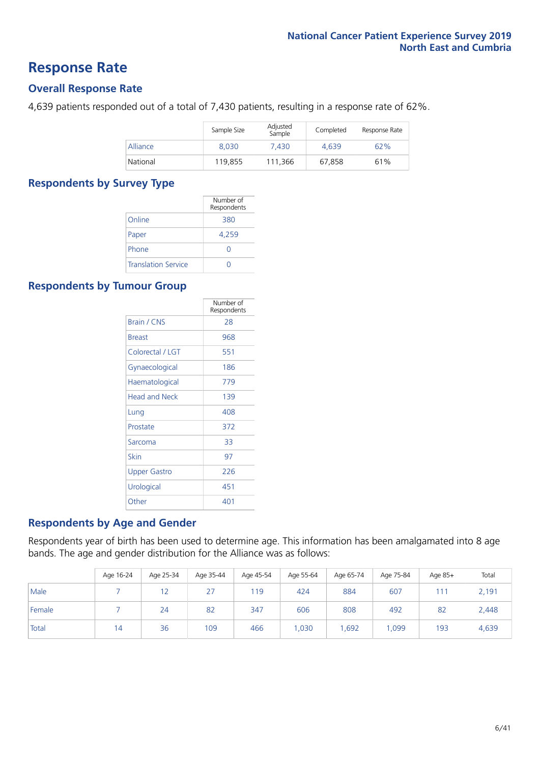# Response Rate

## Overall Response Rate

4,639 patients responded out of a total of 7,430 patients, resulting in a response rate of 62%.

| | Sample Size | Adjusted Sample | Completed | Response Rate |
|---|---|---|---|---|
| Alliance | 8,030 | 7,430 | 4,639 | 62% |
| National | 119,855 | 111,366 | 67,858 | 61% |

## Respondents by Survey Type

| | Number of Respondents |
|---|---|
| Online | 380 |
| Paper | 4,259 |
| Phone | 0 |
| Translation Service | 0 |

## Respondents by Tumour Group

| | Number of Respondents |
|---|---|
| Brain / CNS | 28 |
| Breast | 968 |
| Colorectal / LGT | 551 |
| Gynaecological | 186 |
| Haematological | 779 |
| Head and Neck | 139 |
| Lung | 408 |
| Prostate | 372 |
| Sarcoma | 33 |
| Skin | 97 |
| Upper Gastro | 226 |
| Urological | 451 |
| Other | 401 |

## Respondents by Age and Gender

Respondents year of birth has been used to determine age. This information has been amalgamated into 8 age bands. The age and gender distribution for the Alliance was as follows:

| | Age 16-24 | Age 25-34 | Age 35-44 | Age 45-54 | Age 55-64 | Age 65-74 | Age 75-84 | Age 85+ | Total |
|---|---|---|---|---|---|---|---|---|---|
| Male | 7 | 12 | 27 | 119 | 424 | 884 | 607 | 111 | 2,191 |
| Female | 7 | 24 | 82 | 347 | 606 | 808 | 492 | 82 | 2,448 |
| Total | 14 | 36 | 109 | 466 | 1,030 | 1,692 | 1,099 | 193 | 4,639 |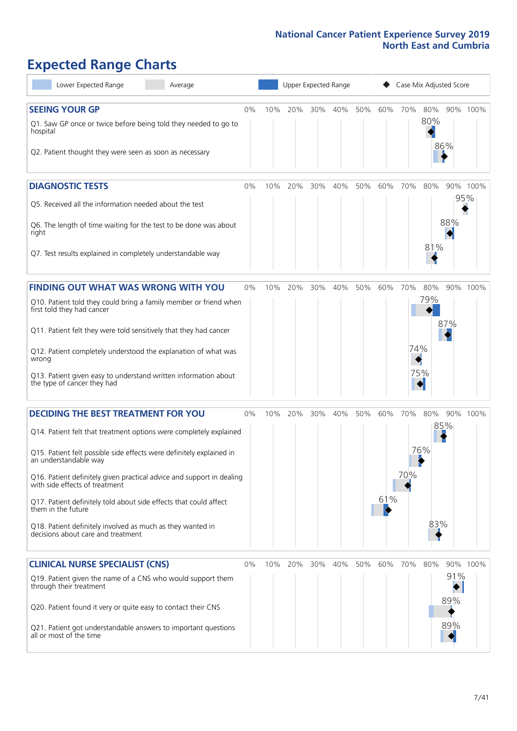National Cancer Patient Experience Survey 2019
North East and Cumbria

# Expected Range Charts

Lower Expected Range | Average | Upper Expected Range | ◆ Case Mix Adjusted Score

## SEEING YOUR GP

| Question | Case Mix Adjusted Score |
|---|---|
| Q1. Saw GP once or twice before being told they needed to go to hospital | 80% |
| Q2. Patient thought they were seen as soon as necessary | 86% |

## DIAGNOSTIC TESTS

| Question | Case Mix Adjusted Score |
|---|---|
| Q5. Received all the information needed about the test | 95% |
| Q6. The length of time waiting for the test to be done was about right | 88% |
| Q7. Test results explained in completely understandable way | 81% |

## FINDING OUT WHAT WAS WRONG WITH YOU

| Question | Case Mix Adjusted Score |
|---|---|
| Q10. Patient told they could bring a family member or friend when first told they had cancer | 79% |
| Q11. Patient felt they were told sensitively that they had cancer | 87% |
| Q12. Patient completely understood the explanation of what was wrong | 74% |
| Q13. Patient given easy to understand written information about the type of cancer they had | 75% |

## DECIDING THE BEST TREATMENT FOR YOU

| Question | Case Mix Adjusted Score |
|---|---|
| Q14. Patient felt that treatment options were completely explained | 85% |
| Q15. Patient felt possible side effects were definitely explained in an understandable way | 76% |
| Q16. Patient definitely given practical advice and support in dealing with side effects of treatment | 70% |
| Q17. Patient definitely told about side effects that could affect them in the future | 61% |
| Q18. Patient definitely involved as much as they wanted in decisions about care and treatment | 83% |

## CLINICAL NURSE SPECIALIST (CNS)

| Question | Case Mix Adjusted Score |
|---|---|
| Q19. Patient given the name of a CNS who would support them through their treatment | 91% |
| Q20. Patient found it very or quite easy to contact their CNS | 89% |
| Q21. Patient got understandable answers to important questions all or most of the time | 89% |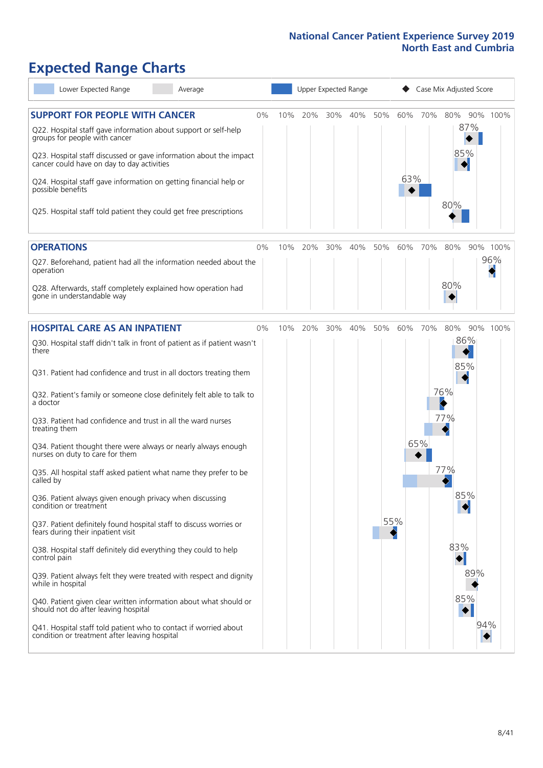National Cancer Patient Experience Survey 2019
North East and Cumbria

# Expected Range Charts

Lower Expected Range | Average | Upper Expected Range | ◆ Case Mix Adjusted Score

## SUPPORT FOR PEOPLE WITH CANCER

| Question | Case Mix Adjusted Score |
|---|---|
| Q22. Hospital staff gave information about support or self-help groups for people with cancer | 87% |
| Q23. Hospital staff discussed or gave information about the impact cancer could have on day to day activities | 85% |
| Q24. Hospital staff gave information on getting financial help or possible benefits | 63% |
| Q25. Hospital staff told patient they could get free prescriptions | 80% |

## OPERATIONS

| Question | Case Mix Adjusted Score |
|---|---|
| Q27. Beforehand, patient had all the information needed about the operation | 96% |
| Q28. Afterwards, staff completely explained how operation had gone in understandable way | 80% |

## HOSPITAL CARE AS AN INPATIENT

| Question | Case Mix Adjusted Score |
|---|---|
| Q30. Hospital staff didn't talk in front of patient as if patient wasn't there | 86% |
| Q31. Patient had confidence and trust in all doctors treating them | 85% |
| Q32. Patient's family or someone close definitely felt able to talk to a doctor | 76% |
| Q33. Patient had confidence and trust in all the ward nurses treating them | 77% |
| Q34. Patient thought there were always or nearly always enough nurses on duty to care for them | 65% |
| Q35. All hospital staff asked patient what name they prefer to be called by | 77% |
| Q36. Patient always given enough privacy when discussing condition or treatment | 85% |
| Q37. Patient definitely found hospital staff to discuss worries or fears during their inpatient visit | 55% |
| Q38. Hospital staff definitely did everything they could to help control pain | 83% |
| Q39. Patient always felt they were treated with respect and dignity while in hospital | 89% |
| Q40. Patient given clear written information about what should or should not do after leaving hospital | 85% |
| Q41. Hospital staff told patient who to contact if worried about condition or treatment after leaving hospital | 94% |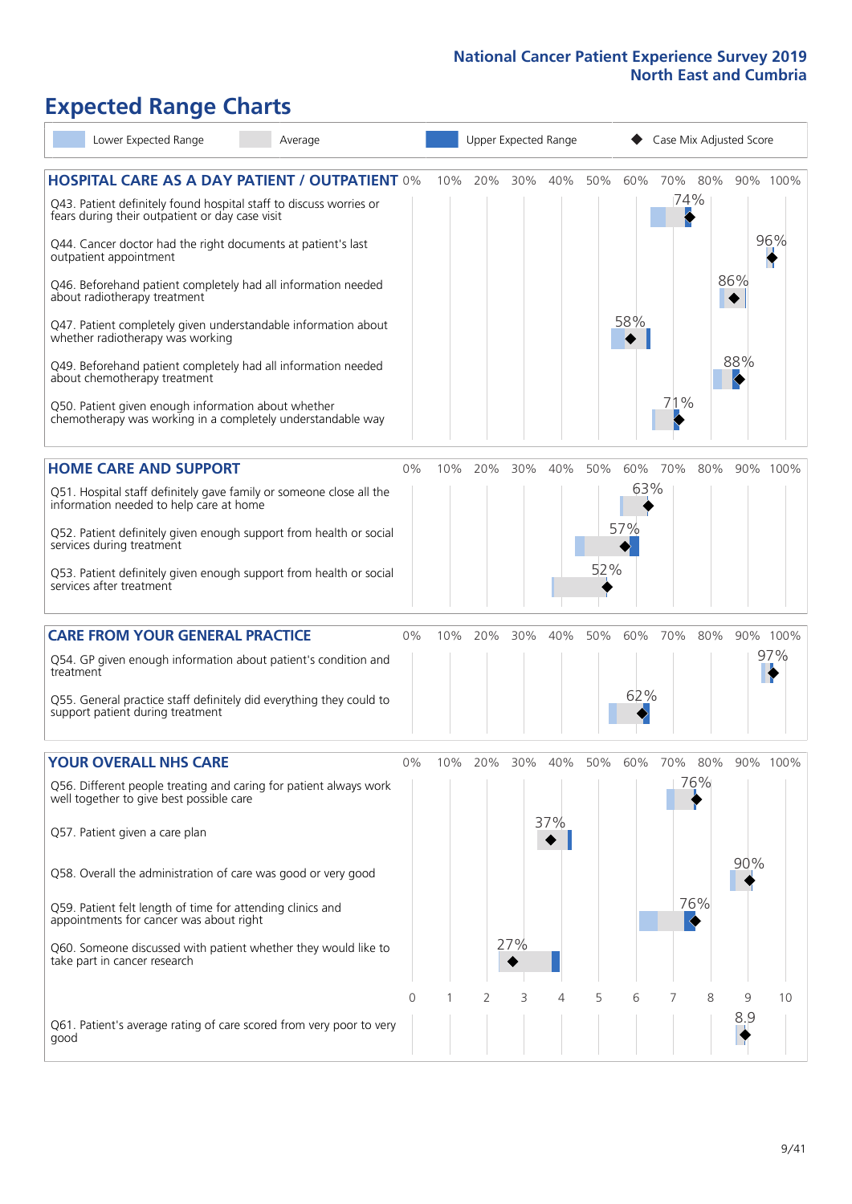National Cancer Patient Experience Survey 2019
North East and Cumbria

# Expected Range Charts

Lower Expected Range | Average | Upper Expected Range | Case Mix Adjusted Score

## HOSPITAL CARE AS A DAY PATIENT / OUTPATIENT

| Question | Case Mix Adjusted Score |
|---|---|
| Q43. Patient definitely found hospital staff to discuss worries or fears during their outpatient or day case visit | 74% |
| Q44. Cancer doctor had the right documents at patient's last outpatient appointment | 96% |
| Q46. Beforehand patient completely had all information needed about radiotherapy treatment | 86% |
| Q47. Patient completely given understandable information about whether radiotherapy treatment was working | 58% |
| Q49. Beforehand patient completely had all information needed about chemotherapy treatment | 88% |
| Q50. Patient given enough information about whether chemotherapy was working in a completely understandable way | 71% |

## HOME CARE AND SUPPORT

| Question | Case Mix Adjusted Score |
|---|---|
| Q51. Hospital staff definitely gave family or someone close all the information needed to help care at home | 63% |
| Q52. Patient definitely given enough support from health or social services during treatment | 57% |
| Q53. Patient definitely given enough support from health or social services after treatment | 52% |

## CARE FROM YOUR GENERAL PRACTICE

| Question | Case Mix Adjusted Score |
|---|---|
| Q54. GP given enough information about patient's condition and treatment | 97% |
| Q55. General practice staff definitely did everything they could to support patient during treatment | 62% |

## YOUR OVERALL NHS CARE

| Question | Case Mix Adjusted Score |
|---|---|
| Q56. Different people treating and caring for patient always work well together to give best possible care | 76% |
| Q57. Patient given a care plan | 37% |
| Q58. Overall the administration of care was good or very good | 90% |
| Q59. Patient felt length of time for attending clinics and appointments for cancer was about right | 76% |
| Q60. Someone discussed with patient whether they would like to take part in cancer research | 27% |
| Q61. Patient's average rating of care scored from very poor to very good | 8.9 |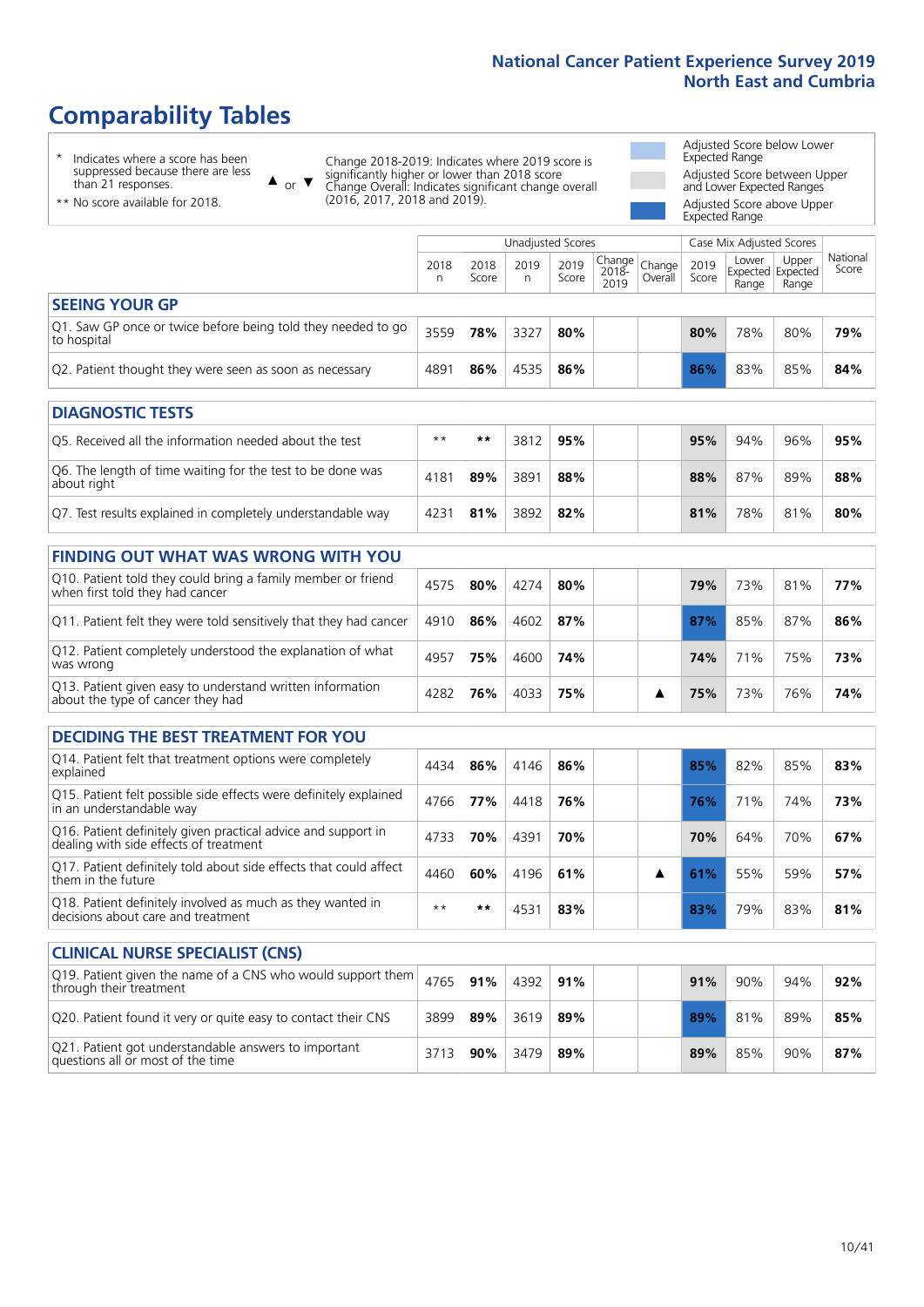# Comparability Tables

\* Indicates where a score has been suppressed because there are less than 21 responses.

\*\* No score available for 2018.

▲ or ▼ Change 2018-2019: Indicates where 2019 score is significantly higher or lower than 2018 score. Change Overall: Indicates significant change overall (2016, 2017, 2018 and 2019).

- Adjusted Score below Lower Expected Range
- Adjusted Score between Upper and Lower Expected Ranges
- Adjusted Score above Upper Expected Range

| | Unadjusted Scores | | | | | | Case Mix Adjusted Scores | | | National Score |
|---|---|---|---|---|---|---|---|---|---|---|
| | 2018 n | 2018 Score | 2019 n | 2019 Score | Change 2018-2019 | Change Overall | 2019 Score | Lower Expected Range | Upper Expected Range | National Score |
| **SEEING YOUR GP** | | | | | | | | | | |
| Q1. Saw GP once or twice before being told they needed to go to hospital | 3559 | **78%** | 3327 | **80%** | | | **80%** | 78% | 80% | **79%** |
| Q2. Patient thought they were seen as soon as necessary | 4891 | **86%** | 4535 | **86%** | | | **86%** | 83% | 85% | **84%** |
| **DIAGNOSTIC TESTS** | | | | | | | | | | |
| Q5. Received all the information needed about the test | ** | ** | 3812 | **95%** | | | **95%** | 94% | 96% | **95%** |
| Q6. The length of time waiting for the test to be done was about right | 4181 | **89%** | 3891 | **88%** | | | **88%** | 87% | 89% | **88%** |
| Q7. Test results explained in completely understandable way | 4231 | **81%** | 3892 | **82%** | | | **81%** | 78% | 81% | **80%** |
| **FINDING OUT WHAT WAS WRONG WITH YOU** | | | | | | | | | | |
| Q10. Patient told they could bring a family member or friend when first told they had cancer | 4575 | **80%** | 4274 | **80%** | | | **79%** | 73% | 81% | **77%** |
| Q11. Patient felt they were told sensitively that they had cancer | 4910 | **86%** | 4602 | **87%** | | | **87%** | 85% | 87% | **86%** |
| Q12. Patient completely understood the explanation of what was wrong | 4957 | **75%** | 4600 | **74%** | | | **74%** | 71% | 75% | **73%** |
| Q13. Patient given easy to understand written information about the type of cancer they had | 4282 | **76%** | 4033 | **75%** | | ▲ | **75%** | 73% | 76% | **74%** |
| **DECIDING THE BEST TREATMENT FOR YOU** | | | | | | | | | | |
| Q14. Patient felt that treatment options were completely explained | 4434 | **86%** | 4146 | **86%** | | | **85%** | 82% | 85% | **83%** |
| Q15. Patient felt possible side effects were definitely explained in an understandable way | 4766 | **77%** | 4418 | **76%** | | | **76%** | 71% | 74% | **73%** |
| Q16. Patient definitely given practical advice and support in dealing with side effects of treatment | 4733 | **70%** | 4391 | **70%** | | | **70%** | 64% | 70% | **67%** |
| Q17. Patient definitely told about side effects that could affect them in the future | 4460 | **60%** | 4196 | **61%** | | ▲ | **61%** | 55% | 59% | **57%** |
| Q18. Patient definitely involved as much as they wanted in decisions about care and treatment | ** | ** | 4531 | **83%** | | | **83%** | 79% | 83% | **81%** |
| **CLINICAL NURSE SPECIALIST (CNS)** | | | | | | | | | | |
| Q19. Patient given the name of a CNS who would support them through their treatment | 4765 | **91%** | 4392 | **91%** | | | **91%** | 90% | 94% | **92%** |
| Q20. Patient found it very or quite easy to contact their CNS | 3899 | **89%** | 3619 | **89%** | | | **89%** | 81% | 89% | **85%** |
| Q21. Patient got understandable answers to important questions all or most of the time | 3713 | **90%** | 3479 | **89%** | | | **89%** | 85% | 90% | **87%** |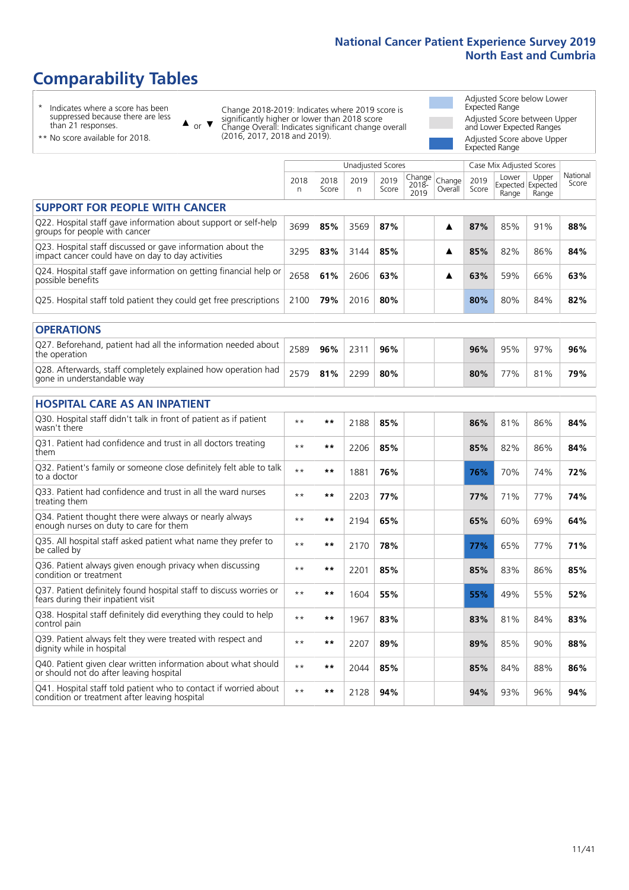# Comparability Tables

\* Indicates where a score has been suppressed because there are less than 21 responses.

\*\* No score available for 2018.

▲ or ▼ Change 2018-2019: Indicates where 2019 score is significantly higher or lower than 2018 score. Change Overall: Indicates significant change overall (2016, 2017, 2018 and 2019).

Adjusted Score below Lower Expected Range

Adjusted Score between Upper and Lower Expected Ranges

Adjusted Score above Upper Expected Range

| | Unadjusted Scores | | | | | | Case Mix Adjusted Scores | | | |
|---|---|---|---|---|---|---|---|---|---|---|
| | 2018 n | 2018 Score | 2019 n | 2019 Score | Change 2018-2019 | Change Overall | 2019 Score | Lower Expected Range | Upper Expected Range | National Score |
| **SUPPORT FOR PEOPLE WITH CANCER** | | | | | | | | | | |
| Q22. Hospital staff gave information about support or self-help groups for people with cancer | 3699 | **85%** | 3569 | **87%** | | ▲ | **87%** | 85% | 91% | **88%** |
| Q23. Hospital staff discussed or gave information about the impact cancer could have on day to day activities | 3295 | **83%** | 3144 | **85%** | | ▲ | **85%** | 82% | 86% | **84%** |
| Q24. Hospital staff gave information on getting financial help or possible benefits | 2658 | **61%** | 2606 | **63%** | | ▲ | **63%** | 59% | 66% | **63%** |
| Q25. Hospital staff told patient they could get free prescriptions | 2100 | **79%** | 2016 | **80%** | | | **80%** | 80% | 84% | **82%** |
| **OPERATIONS** | | | | | | | | | | |
| Q27. Beforehand, patient had all the information needed about the operation | 2589 | **96%** | 2311 | **96%** | | | **96%** | 95% | 97% | **96%** |
| Q28. Afterwards, staff completely explained how operation had gone in understandable way | 2579 | **81%** | 2299 | **80%** | | | **80%** | 77% | 81% | **79%** |
| **HOSPITAL CARE AS AN INPATIENT** | | | | | | | | | | |
| Q30. Hospital staff didn't talk in front of patient as if patient wasn't there | ** | ** | 2188 | **85%** | | | **86%** | 81% | 86% | **84%** |
| Q31. Patient had confidence and trust in all doctors treating them | ** | ** | 2206 | **85%** | | | **85%** | 82% | 86% | **84%** |
| Q32. Patient's family or someone close definitely felt able to talk to a doctor | ** | ** | 1881 | **76%** | | | **76%** | 70% | 74% | **72%** |
| Q33. Patient had confidence and trust in all the ward nurses treating them | ** | ** | 2203 | **77%** | | | **77%** | 71% | 77% | **74%** |
| Q34. Patient thought there were always or nearly always enough nurses on duty to care for them | ** | ** | 2194 | **65%** | | | **65%** | 60% | 69% | **64%** |
| Q35. All hospital staff asked patient what name they prefer to be called by | ** | ** | 2170 | **78%** | | | **77%** | 65% | 77% | **71%** |
| Q36. Patient always given enough privacy when discussing condition or treatment | ** | ** | 2201 | **85%** | | | **85%** | 83% | 86% | **85%** |
| Q37. Patient definitely found hospital staff to discuss worries or fears during their inpatient visit | ** | ** | 1604 | **55%** | | | **55%** | 49% | 55% | **52%** |
| Q38. Hospital staff definitely did everything they could to help control pain | ** | ** | 1967 | **83%** | | | **83%** | 81% | 84% | **83%** |
| Q39. Patient always felt they were treated with respect and dignity while in hospital | ** | ** | 2207 | **89%** | | | **89%** | 85% | 90% | **88%** |
| Q40. Patient given clear written information about what should or should not do after leaving hospital | ** | ** | 2044 | **85%** | | | **85%** | 84% | 88% | **86%** |
| Q41. Hospital staff told patient who to contact if worried about condition or treatment after leaving hospital | ** | ** | 2128 | **94%** | | | **94%** | 93% | 96% | **94%** |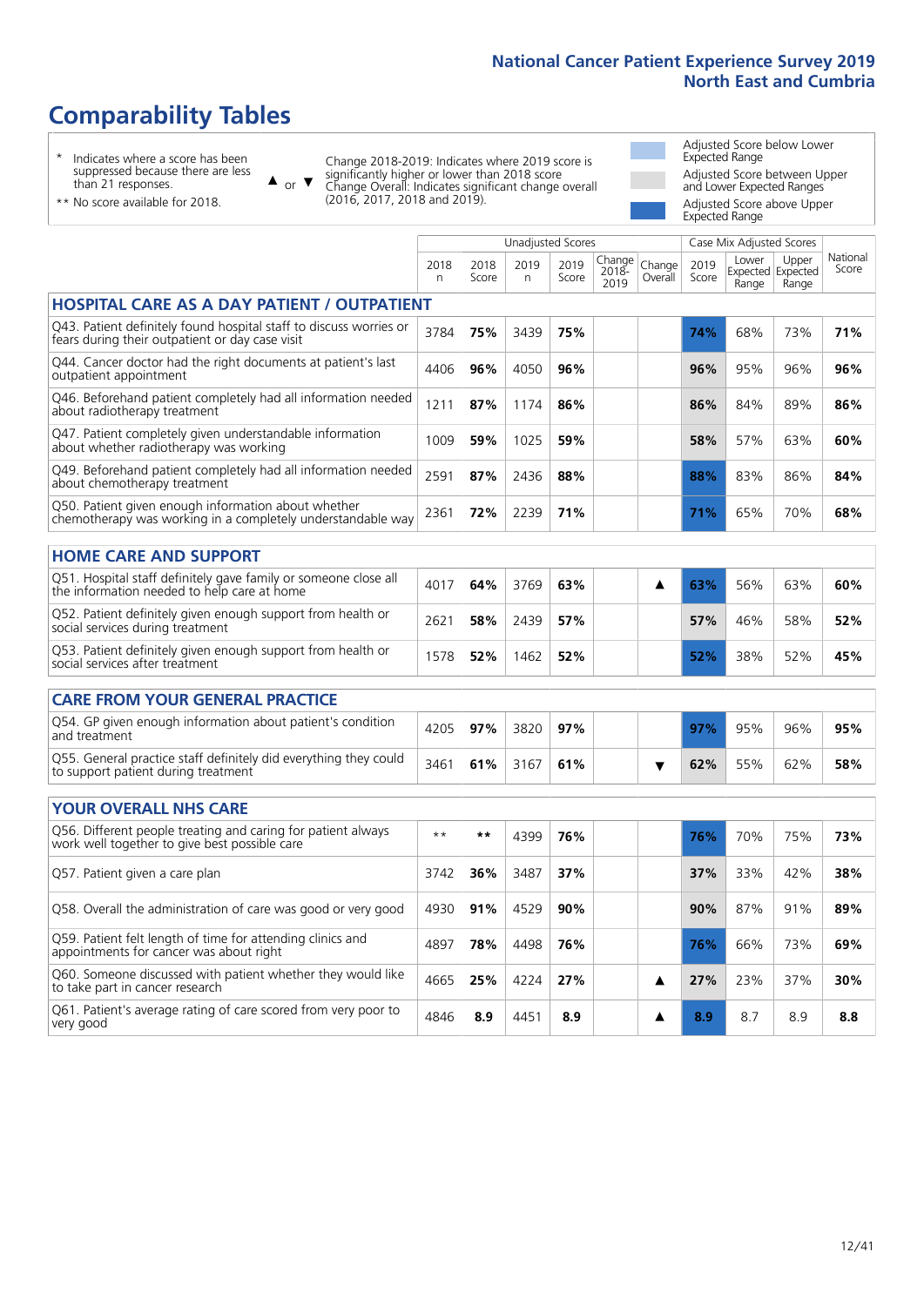# Comparability Tables

- \* Indicates where a score has been suppressed because there are less than 21 responses.
- \*\* No score available for 2018.

▲ or ▼ Change 2018-2019: Indicates where 2019 score is significantly higher or lower than 2018 score. Change Overall: Indicates significant change overall (2016, 2017, 2018 and 2019).

- Adjusted Score below Lower Expected Range
- Adjusted Score between Upper and Lower Expected Ranges
- Adjusted Score above Upper Expected Range

| | Unadjusted Scores | | | | | | Case Mix Adjusted Scores | | | |
|---|---|---|---|---|---|---|---|---|---|---|
| | 2018 n | 2018 Score | 2019 n | 2019 Score | Change 2018-2019 | Change Overall | 2019 Score | Lower Expected Range | Upper Expected Range | National Score |
| **HOSPITAL CARE AS A DAY PATIENT / OUTPATIENT** | | | | | | | | | | |
| Q43. Patient definitely found hospital staff to discuss worries or fears during their outpatient or day case visit | 3784 | 75% | 3439 | 75% | | | 74% | 68% | 73% | 71% |
| Q44. Cancer doctor had the right documents at patient's last outpatient appointment | 4406 | 96% | 4050 | 96% | | | 96% | 95% | 96% | 96% |
| Q46. Beforehand patient completely had all information needed about radiotherapy treatment | 1211 | 87% | 1174 | 86% | | | 86% | 84% | 89% | 86% |
| Q47. Patient completely given understandable information about whether radiotherapy was working | 1009 | 59% | 1025 | 59% | | | 58% | 57% | 63% | 60% |
| Q49. Beforehand patient completely had all information needed about chemotherapy treatment | 2591 | 87% | 2436 | 88% | | | 88% | 83% | 86% | 84% |
| Q50. Patient given enough information about whether chemotherapy was working in a completely understandable way | 2361 | 72% | 2239 | 71% | | | 71% | 65% | 70% | 68% |
| **HOME CARE AND SUPPORT** | | | | | | | | | | |
| Q51. Hospital staff definitely gave family or someone close all the information needed to help care at home | 4017 | 64% | 3769 | 63% | | ▲ | 63% | 56% | 63% | 60% |
| Q52. Patient definitely given enough support from health or social services during treatment | 2621 | 58% | 2439 | 57% | | | 57% | 46% | 58% | 52% |
| Q53. Patient definitely given enough support from health or social services after treatment | 1578 | 52% | 1462 | 52% | | | 52% | 38% | 52% | 45% |
| **CARE FROM YOUR GENERAL PRACTICE** | | | | | | | | | | |
| Q54. GP given enough information about patient's condition and treatment | 4205 | 97% | 3820 | 97% | | | 97% | 95% | 96% | 95% |
| Q55. General practice staff definitely did everything they could to support patient during treatment | 3461 | 61% | 3167 | 61% | | ▼ | 62% | 55% | 62% | 58% |
| **YOUR OVERALL NHS CARE** | | | | | | | | | | |
| Q56. Different people treating and caring for patient always work well together to give best possible care | ** | ** | 4399 | 76% | | | 76% | 70% | 75% | 73% |
| Q57. Patient given a care plan | 3742 | 36% | 3487 | 37% | | | 37% | 33% | 42% | 38% |
| Q58. Overall the administration of care was good or very good | 4930 | 91% | 4529 | 90% | | | 90% | 87% | 91% | 89% |
| Q59. Patient felt length of time for attending clinics and appointments for cancer was about right | 4897 | 78% | 4498 | 76% | | | 76% | 66% | 73% | 69% |
| Q60. Someone discussed with patient whether they would like to take part in cancer research | 4665 | 25% | 4224 | 27% | | ▲ | 27% | 23% | 37% | 30% |
| Q61. Patient's average rating of care scored from very poor to very good | 4846 | 8.9 | 4451 | 8.9 | | ▲ | 8.9 | 8.7 | 8.9 | 8.8 |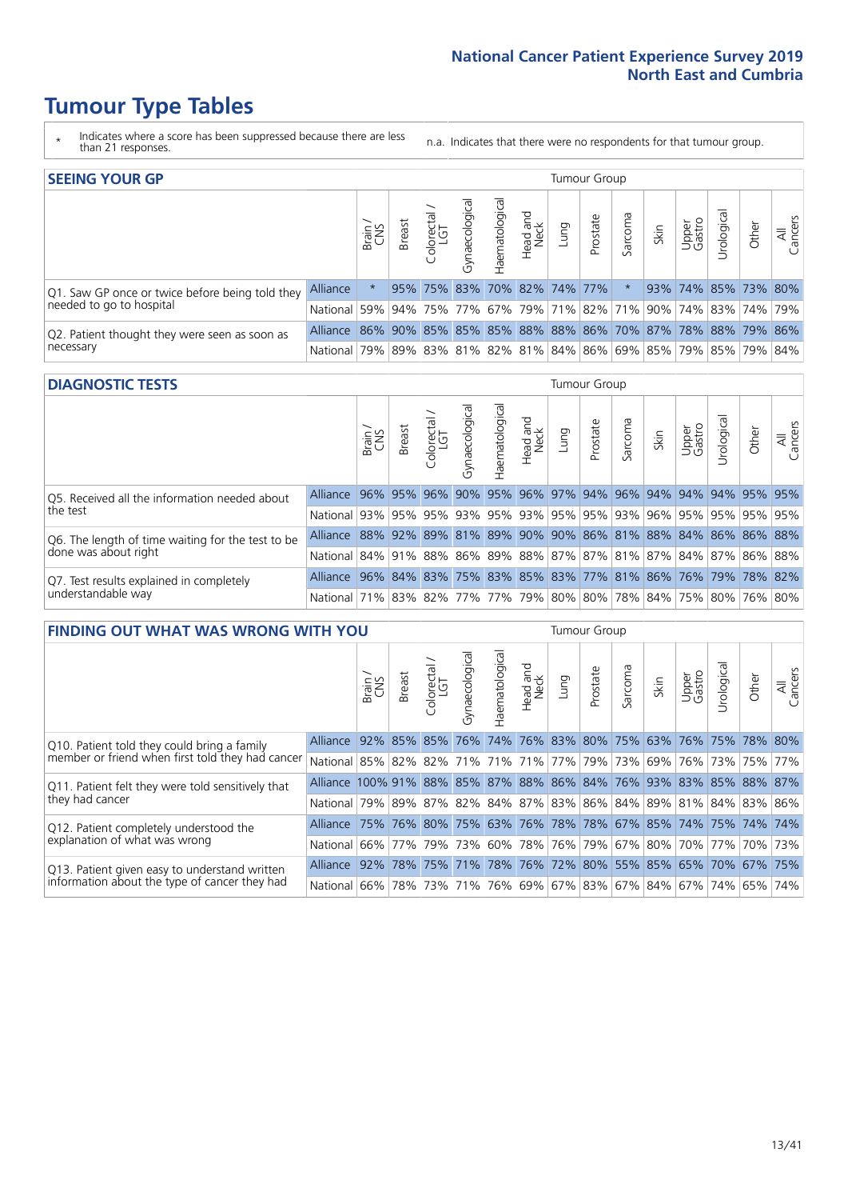# Tumour Type Tables

\* Indicates where a score has been suppressed because there are less than 21 responses.

n.a. Indicates that there were no respondents for that tumour group.

## SEEING YOUR GP

| | | Brain / CNS | Breast | Colorectal / LGT | Gynaecological | Haematological | Head and Neck | Lung | Prostate | Sarcoma | Skin | Upper Gastro | Urological | Other | All Cancers |
|---|---|---|---|---|---|---|---|---|---|---|---|---|---|---|---|
| Q1. Saw GP once or twice before being told they needed to go to hospital | Alliance | * | 95% | 75% | 83% | 70% | 82% | 74% | 77% | * | 93% | 74% | 85% | 73% | 80% |
| | National | 59% | 94% | 75% | 77% | 67% | 79% | 71% | 82% | 71% | 90% | 74% | 83% | 74% | 79% |
| Q2. Patient thought they were seen as soon as necessary | Alliance | 86% | 90% | 85% | 85% | 85% | 88% | 88% | 86% | 70% | 87% | 78% | 88% | 79% | 86% |
| | National | 79% | 89% | 83% | 81% | 82% | 81% | 84% | 86% | 69% | 85% | 79% | 85% | 79% | 84% |

## DIAGNOSTIC TESTS

| | | Brain / CNS | Breast | Colorectal / LGT | Gynaecological | Haematological | Head and Neck | Lung | Prostate | Sarcoma | Skin | Upper Gastro | Urological | Other | All Cancers |
|---|---|---|---|---|---|---|---|---|---|---|---|---|---|---|---|
| Q5. Received all the information needed about the test | Alliance | 96% | 95% | 96% | 90% | 95% | 96% | 97% | 94% | 96% | 94% | 94% | 94% | 95% | 95% |
| | National | 93% | 95% | 95% | 93% | 95% | 93% | 95% | 95% | 93% | 96% | 95% | 95% | 95% | 95% |
| Q6. The length of time waiting for the test to be done was about right | Alliance | 88% | 92% | 89% | 81% | 89% | 90% | 90% | 86% | 81% | 88% | 84% | 86% | 86% | 88% |
| | National | 84% | 91% | 88% | 86% | 89% | 88% | 87% | 87% | 81% | 87% | 84% | 87% | 86% | 88% |
| Q7. Test results explained in completely understandable way | Alliance | 96% | 84% | 83% | 75% | 83% | 85% | 83% | 77% | 81% | 86% | 76% | 79% | 78% | 82% |
| | National | 71% | 83% | 82% | 77% | 77% | 79% | 80% | 80% | 78% | 84% | 75% | 80% | 76% | 80% |

## FINDING OUT WHAT WAS WRONG WITH YOU

| | | Brain / CNS | Breast | Colorectal / LGT | Gynaecological | Haematological | Head and Neck | Lung | Prostate | Sarcoma | Skin | Upper Gastro | Urological | Other | All Cancers |
|---|---|---|---|---|---|---|---|---|---|---|---|---|---|---|---|
| Q10. Patient told they could bring a family member or friend when first told they had cancer | Alliance | 92% | 85% | 85% | 76% | 74% | 76% | 83% | 80% | 75% | 63% | 76% | 75% | 78% | 80% |
| | National | 85% | 82% | 82% | 71% | 71% | 71% | 77% | 79% | 73% | 69% | 76% | 73% | 75% | 77% |
| Q11. Patient felt they were told sensitively that they had cancer | Alliance | 100% | 91% | 88% | 85% | 87% | 88% | 86% | 84% | 76% | 93% | 83% | 85% | 88% | 87% |
| | National | 79% | 89% | 87% | 82% | 84% | 87% | 83% | 86% | 84% | 89% | 81% | 84% | 83% | 86% |
| Q12. Patient completely understood the explanation of what was wrong | Alliance | 75% | 76% | 80% | 75% | 63% | 76% | 78% | 78% | 67% | 85% | 74% | 75% | 74% | 74% |
| | National | 66% | 77% | 79% | 73% | 60% | 78% | 76% | 79% | 67% | 80% | 70% | 77% | 70% | 73% |
| Q13. Patient given easy to understand written information about the type of cancer they had | Alliance | 92% | 78% | 75% | 71% | 78% | 76% | 72% | 80% | 55% | 85% | 65% | 70% | 67% | 75% |
| | National | 66% | 78% | 73% | 71% | 76% | 69% | 67% | 83% | 67% | 84% | 67% | 74% | 65% | 74% |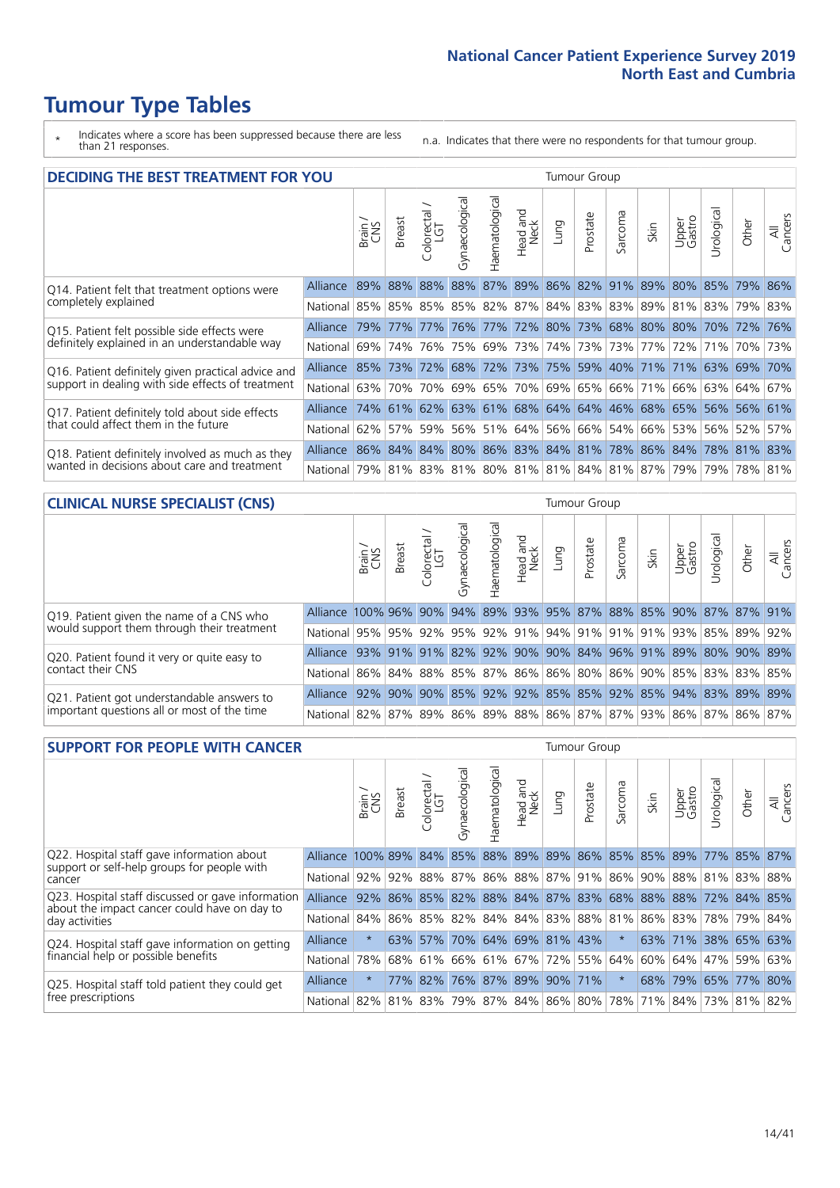# Tumour Type Tables

\* Indicates where a score has been suppressed because there are less than 21 responses.

n.a. Indicates that there were no respondents for that tumour group.

## DECIDING THE BEST TREATMENT FOR YOU

| | | Brain / CNS | Breast | Colorectal / LGT | Gynaecological | Haematological | Head and Neck | Lung | Prostate | Sarcoma | Skin | Upper Gastro | Urological | Other | All Cancers |
|---|---|---|---|---|---|---|---|---|---|---|---|---|---|---|---|
| Q14. Patient felt that treatment options were completely explained | Alliance | 89% | 88% | 88% | 88% | 87% | 89% | 86% | 82% | 91% | 89% | 80% | 85% | 79% | 86% |
| | National | 85% | 85% | 85% | 85% | 82% | 87% | 84% | 83% | 83% | 89% | 81% | 83% | 79% | 83% |
| Q15. Patient felt possible side effects were definitely explained in an understandable way | Alliance | 79% | 77% | 77% | 76% | 77% | 72% | 80% | 73% | 68% | 80% | 80% | 70% | 72% | 76% |
| | National | 69% | 74% | 76% | 75% | 69% | 73% | 74% | 73% | 73% | 77% | 72% | 71% | 70% | 73% |
| Q16. Patient definitely given practical advice and support in dealing with side effects of treatment | Alliance | 85% | 73% | 72% | 68% | 72% | 73% | 75% | 59% | 40% | 71% | 71% | 63% | 69% | 70% |
| | National | 63% | 70% | 70% | 69% | 65% | 70% | 69% | 65% | 66% | 71% | 66% | 63% | 64% | 67% |
| Q17. Patient definitely told about side effects that could affect them in the future | Alliance | 74% | 61% | 62% | 63% | 61% | 68% | 64% | 64% | 46% | 68% | 65% | 56% | 56% | 61% |
| | National | 62% | 57% | 59% | 56% | 51% | 64% | 56% | 66% | 54% | 66% | 53% | 56% | 52% | 57% |
| Q18. Patient definitely involved as much as they wanted in decisions about care and treatment | Alliance | 86% | 84% | 84% | 80% | 86% | 83% | 84% | 81% | 78% | 86% | 84% | 78% | 81% | 83% |
| | National | 79% | 81% | 83% | 81% | 80% | 81% | 81% | 84% | 81% | 87% | 79% | 79% | 78% | 81% |

## CLINICAL NURSE SPECIALIST (CNS)

| | | Brain / CNS | Breast | Colorectal / LGT | Gynaecological | Haematological | Head and Neck | Lung | Prostate | Sarcoma | Skin | Upper Gastro | Urological | Other | All Cancers |
|---|---|---|---|---|---|---|---|---|---|---|---|---|---|---|---|
| Q19. Patient given the name of a CNS who would support them through their treatment | Alliance | 100% | 96% | 90% | 94% | 89% | 93% | 95% | 87% | 88% | 85% | 90% | 87% | 87% | 91% |
| | National | 95% | 95% | 92% | 95% | 92% | 91% | 94% | 91% | 91% | 91% | 93% | 85% | 89% | 92% |
| Q20. Patient found it very or quite easy to contact their CNS | Alliance | 93% | 91% | 91% | 82% | 92% | 90% | 90% | 84% | 96% | 91% | 89% | 80% | 90% | 89% |
| | National | 86% | 84% | 88% | 85% | 87% | 86% | 86% | 80% | 86% | 90% | 85% | 83% | 83% | 85% |
| Q21. Patient got understandable answers to important questions all or most of the time | Alliance | 92% | 90% | 90% | 85% | 92% | 92% | 85% | 85% | 92% | 85% | 94% | 83% | 89% | 89% |
| | National | 82% | 87% | 89% | 86% | 89% | 88% | 86% | 87% | 87% | 93% | 86% | 87% | 86% | 87% |

## SUPPORT FOR PEOPLE WITH CANCER

| | | Brain / CNS | Breast | Colorectal / LGT | Gynaecological | Haematological | Head and Neck | Lung | Prostate | Sarcoma | Skin | Upper Gastro | Urological | Other | All Cancers |
|---|---|---|---|---|---|---|---|---|---|---|---|---|---|---|---|
| Q22. Hospital staff gave information about support or self-help groups for people with cancer | Alliance | 100% | 89% | 84% | 85% | 88% | 89% | 89% | 86% | 85% | 85% | 89% | 77% | 85% | 87% |
| | National | 92% | 92% | 88% | 87% | 86% | 88% | 87% | 91% | 86% | 90% | 88% | 81% | 83% | 88% |
| Q23. Hospital staff discussed or gave information about the impact cancer could have on day to day activities | Alliance | 92% | 86% | 85% | 82% | 88% | 84% | 87% | 83% | 68% | 88% | 88% | 72% | 84% | 85% |
| | National | 84% | 86% | 85% | 82% | 84% | 84% | 83% | 88% | 81% | 86% | 83% | 78% | 79% | 84% |
| Q24. Hospital staff gave information on getting financial help or possible benefits | Alliance | * | 63% | 57% | 70% | 64% | 69% | 81% | 43% | * | 63% | 71% | 38% | 65% | 63% |
| | National | 78% | 68% | 61% | 66% | 61% | 67% | 72% | 55% | 64% | 60% | 64% | 47% | 59% | 63% |
| Q25. Hospital staff told patient they could get free prescriptions | Alliance | * | 77% | 82% | 76% | 87% | 89% | 90% | 71% | * | 68% | 79% | 65% | 77% | 80% |
| | National | 82% | 81% | 83% | 79% | 87% | 84% | 86% | 80% | 78% | 71% | 84% | 73% | 81% | 82% |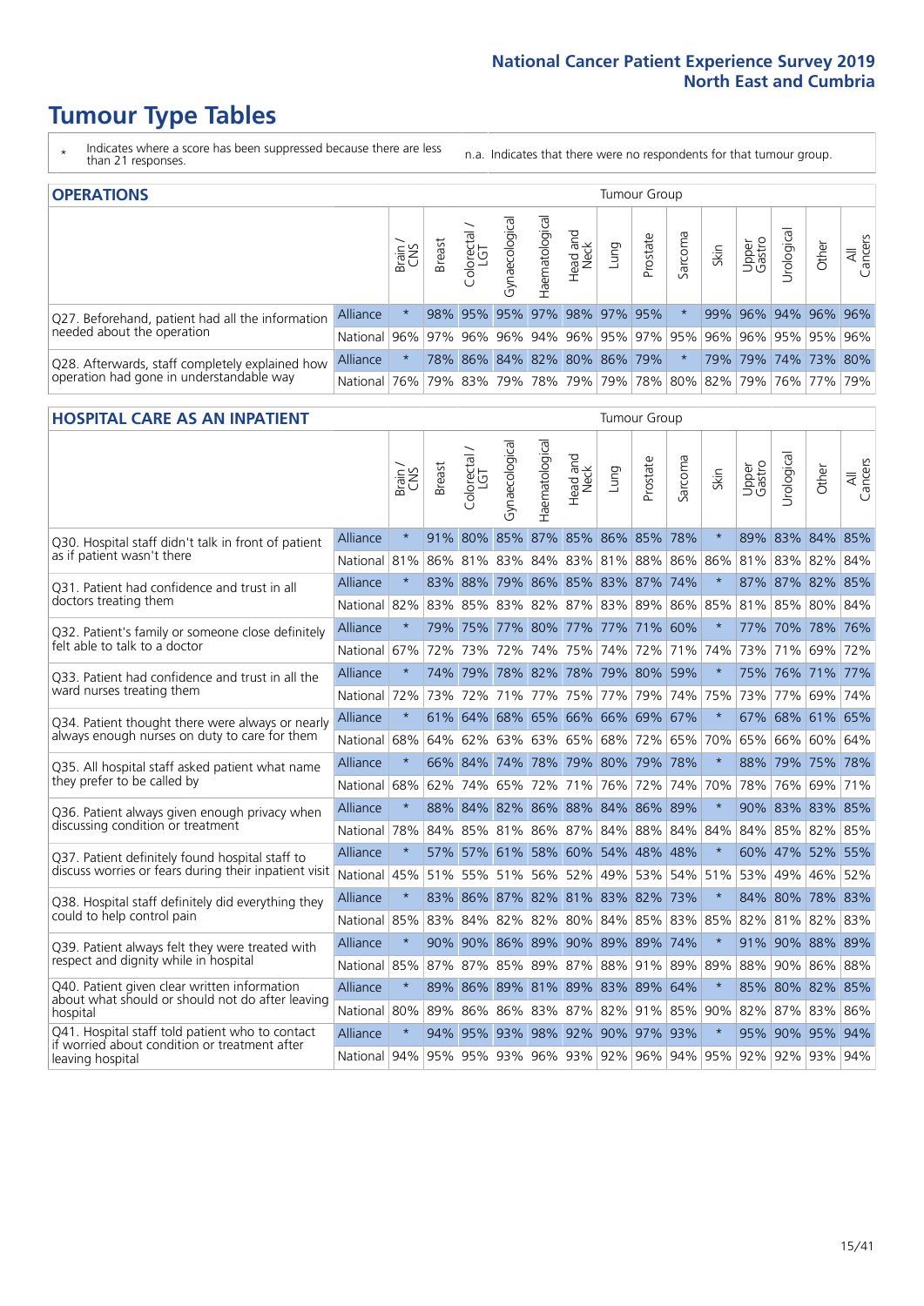# Tumour Type Tables

\* Indicates where a score has been suppressed because there are less than 21 responses.

n.a. Indicates that there were no respondents for that tumour group.

## OPERATIONS

| | | Brain / CNS | Breast | Colorectal / LGT | Gynaecological | Haematological | Head and Neck | Lung | Prostate | Sarcoma | Skin | Upper Gastro | Urological | Other | All Cancers |
|---|---|---|---|---|---|---|---|---|---|---|---|---|---|---|---|
| Q27. Beforehand, patient had all the information needed about the operation | Alliance | * | 98% | 95% | 95% | 97% | 98% | 97% | 95% | * | 99% | 96% | 94% | 96% | 96% |
| | National | 96% | 97% | 96% | 96% | 94% | 96% | 95% | 97% | 95% | 96% | 96% | 95% | 95% | 96% |
| Q28. Afterwards, staff completely explained how operation had gone in understandable way | Alliance | * | 78% | 86% | 84% | 82% | 80% | 86% | 79% | * | 79% | 79% | 74% | 73% | 80% |
| | National | 76% | 79% | 83% | 79% | 78% | 79% | 79% | 78% | 80% | 82% | 79% | 76% | 77% | 79% |

## HOSPITAL CARE AS AN INPATIENT

| | | Brain / CNS | Breast | Colorectal / LGT | Gynaecological | Haematological | Head and Neck | Lung | Prostate | Sarcoma | Skin | Upper Gastro | Urological | Other | All Cancers |
|---|---|---|---|---|---|---|---|---|---|---|---|---|---|---|---|
| Q30. Hospital staff didn't talk in front of patient as if patient wasn't there | Alliance | * | 91% | 80% | 85% | 87% | 85% | 86% | 85% | 78% | * | 89% | 83% | 84% | 85% |
| | National | 81% | 86% | 81% | 83% | 84% | 83% | 81% | 88% | 86% | 86% | 81% | 83% | 82% | 84% |
| Q31. Patient had confidence and trust in all doctors treating them | Alliance | * | 83% | 88% | 79% | 86% | 85% | 83% | 87% | 74% | * | 87% | 87% | 82% | 85% |
| | National | 82% | 83% | 85% | 83% | 82% | 87% | 83% | 89% | 86% | 85% | 81% | 85% | 80% | 84% |
| Q32. Patient's family or someone close definitely felt able to talk to a doctor | Alliance | * | 79% | 75% | 77% | 80% | 77% | 77% | 71% | 60% | * | 77% | 70% | 78% | 76% |
| | National | 67% | 72% | 73% | 72% | 74% | 75% | 74% | 72% | 71% | 74% | 73% | 71% | 69% | 72% |
| Q33. Patient had confidence and trust in all the ward nurses treating them | Alliance | * | 74% | 79% | 78% | 82% | 78% | 79% | 80% | 59% | * | 75% | 76% | 71% | 77% |
| | National | 72% | 73% | 72% | 71% | 77% | 75% | 77% | 79% | 74% | 75% | 73% | 77% | 69% | 74% |
| Q34. Patient thought there were always or nearly always enough nurses on duty to care for them | Alliance | * | 61% | 64% | 68% | 65% | 66% | 66% | 69% | 67% | * | 67% | 68% | 61% | 65% |
| | National | 68% | 64% | 62% | 63% | 63% | 65% | 68% | 72% | 65% | 70% | 65% | 66% | 60% | 64% |
| Q35. All hospital staff asked patient what name they prefer to be called by | Alliance | * | 66% | 84% | 74% | 78% | 79% | 80% | 79% | 78% | * | 88% | 79% | 75% | 78% |
| | National | 68% | 62% | 74% | 65% | 72% | 71% | 76% | 72% | 74% | 70% | 78% | 76% | 69% | 71% |
| Q36. Patient always given enough privacy when discussing condition or treatment | Alliance | * | 88% | 84% | 82% | 86% | 88% | 84% | 86% | 89% | * | 90% | 83% | 83% | 85% |
| | National | 78% | 84% | 85% | 81% | 86% | 87% | 84% | 88% | 84% | 84% | 84% | 85% | 82% | 85% |
| Q37. Patient definitely found hospital staff to discuss worries or fears during their inpatient visit | Alliance | * | 57% | 57% | 61% | 58% | 60% | 54% | 48% | 48% | * | 60% | 47% | 52% | 55% |
| | National | 45% | 51% | 55% | 51% | 56% | 52% | 49% | 53% | 54% | 51% | 53% | 49% | 46% | 52% |
| Q38. Hospital staff definitely did everything they could to help control pain | Alliance | * | 83% | 86% | 87% | 82% | 81% | 83% | 82% | 73% | * | 84% | 80% | 78% | 83% |
| | National | 85% | 83% | 84% | 82% | 82% | 80% | 84% | 85% | 83% | 85% | 82% | 81% | 82% | 83% |
| Q39. Patient always felt they were treated with respect and dignity while in hospital | Alliance | * | 90% | 90% | 86% | 89% | 90% | 89% | 89% | 74% | * | 91% | 90% | 88% | 89% |
| | National | 85% | 87% | 87% | 85% | 89% | 87% | 88% | 91% | 89% | 89% | 88% | 90% | 86% | 88% |
| Q40. Patient given clear written information about what should or should not do after leaving hospital | Alliance | * | 89% | 86% | 89% | 81% | 89% | 83% | 89% | 64% | * | 85% | 80% | 82% | 85% |
| | National | 80% | 89% | 86% | 86% | 83% | 87% | 82% | 91% | 85% | 90% | 82% | 87% | 83% | 86% |
| Q41. Hospital staff told patient who to contact if worried about condition or treatment after leaving hospital | Alliance | * | 94% | 95% | 93% | 98% | 92% | 90% | 97% | 93% | * | 95% | 90% | 95% | 94% |
| | National | 94% | 95% | 95% | 93% | 96% | 93% | 92% | 96% | 94% | 95% | 92% | 92% | 93% | 94% |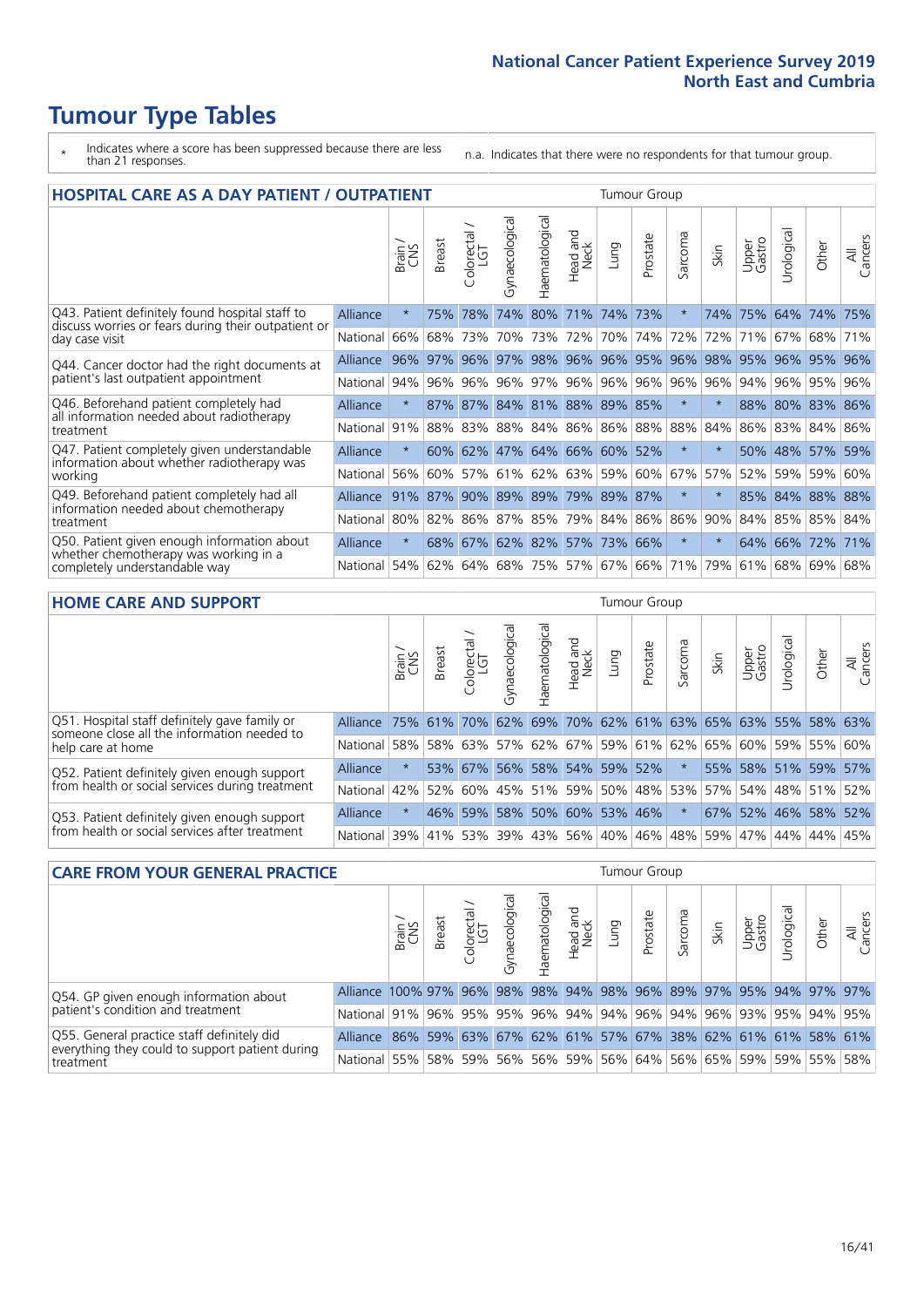# Tumour Type Tables

\* Indicates where a score has been suppressed because there are less than 21 responses.

n.a. Indicates that there were no respondents for that tumour group.

## HOSPITAL CARE AS A DAY PATIENT / OUTPATIENT

| | | Brain / CNS | Breast | Colorectal / LGT | Gynaecological | Haematological | Head and Neck | Lung | Prostate | Sarcoma | Skin | Upper Gastro | Urological | Other | All Cancers |
|---|---|---|---|---|---|---|---|---|---|---|---|---|---|---|---|
| Q43. Patient definitely found hospital staff to discuss worries or fears during their outpatient or day case visit | Alliance | * | 75% | 78% | 74% | 80% | 71% | 74% | 73% | * | 74% | 75% | 64% | 74% | 75% |
| | National | 66% | 68% | 73% | 70% | 73% | 72% | 70% | 74% | 72% | 72% | 71% | 67% | 68% | 71% |
| Q44. Cancer doctor had the right documents at patient's last outpatient appointment | Alliance | 96% | 97% | 96% | 97% | 98% | 96% | 96% | 95% | 96% | 98% | 95% | 96% | 95% | 96% |
| | National | 94% | 96% | 96% | 96% | 97% | 96% | 96% | 96% | 96% | 96% | 94% | 96% | 95% | 96% |
| Q46. Beforehand patient completely had all information needed about radiotherapy treatment | Alliance | * | 87% | 87% | 84% | 81% | 88% | 89% | 85% | * | * | 88% | 80% | 83% | 86% |
| | National | 91% | 88% | 83% | 88% | 84% | 86% | 86% | 88% | 88% | 84% | 86% | 83% | 84% | 86% |
| Q47. Patient completely given understandable information about whether radiotherapy was working | Alliance | * | 60% | 62% | 47% | 64% | 66% | 60% | 52% | * | * | 50% | 48% | 57% | 59% |
| | National | 56% | 60% | 57% | 61% | 62% | 63% | 59% | 60% | 67% | 57% | 52% | 59% | 59% | 60% |
| Q49. Beforehand patient completely had all information needed about chemotherapy treatment | Alliance | 91% | 87% | 90% | 89% | 89% | 79% | 89% | 87% | * | * | 85% | 84% | 88% | 88% |
| | National | 80% | 82% | 86% | 87% | 85% | 79% | 84% | 86% | 86% | 90% | 84% | 85% | 85% | 84% |
| Q50. Patient given enough information about whether chemotherapy was working in a completely understandable way | Alliance | * | 68% | 67% | 62% | 82% | 57% | 73% | 66% | * | * | 64% | 66% | 72% | 71% |
| | National | 54% | 62% | 64% | 68% | 75% | 57% | 67% | 66% | 71% | 79% | 61% | 68% | 69% | 68% |

## HOME CARE AND SUPPORT

| | | Brain / CNS | Breast | Colorectal / LGT | Gynaecological | Haematological | Head and Neck | Lung | Prostate | Sarcoma | Skin | Upper Gastro | Urological | Other | All Cancers |
|---|---|---|---|---|---|---|---|---|---|---|---|---|---|---|---|
| Q51. Hospital staff definitely gave family or someone close all the information needed to help care at home | Alliance | 75% | 61% | 70% | 62% | 69% | 70% | 62% | 61% | 63% | 65% | 63% | 55% | 58% | 63% |
| | National | 58% | 58% | 63% | 57% | 62% | 67% | 59% | 61% | 62% | 65% | 60% | 59% | 55% | 60% |
| Q52. Patient definitely given enough support from health or social services during treatment | Alliance | * | 53% | 67% | 56% | 58% | 54% | 59% | 52% | * | 55% | 58% | 51% | 59% | 57% |
| | National | 42% | 52% | 60% | 45% | 51% | 59% | 50% | 48% | 53% | 57% | 54% | 48% | 51% | 52% |
| Q53. Patient definitely given enough support from health or social services after treatment | Alliance | * | 46% | 59% | 58% | 50% | 60% | 53% | 46% | * | 67% | 52% | 46% | 58% | 52% |
| | National | 39% | 41% | 53% | 39% | 43% | 56% | 40% | 46% | 48% | 59% | 47% | 44% | 44% | 45% |

## CARE FROM YOUR GENERAL PRACTICE

| | | Brain / CNS | Breast | Colorectal / LGT | Gynaecological | Haematological | Head and Neck | Lung | Prostate | Sarcoma | Skin | Upper Gastro | Urological | Other | All Cancers |
|---|---|---|---|---|---|---|---|---|---|---|---|---|---|---|---|
| Q54. GP given enough information about patient's condition and treatment | Alliance | 100% | 97% | 96% | 98% | 98% | 94% | 98% | 96% | 89% | 97% | 95% | 94% | 97% | 97% |
| | National | 91% | 96% | 95% | 95% | 96% | 94% | 94% | 96% | 94% | 96% | 93% | 95% | 94% | 95% |
| Q55. General practice staff definitely did everything they could to support patient during treatment | Alliance | 86% | 59% | 63% | 67% | 62% | 61% | 57% | 67% | 38% | 62% | 61% | 61% | 58% | 61% |
| | National | 55% | 58% | 59% | 56% | 56% | 59% | 56% | 64% | 56% | 65% | 59% | 59% | 55% | 58% |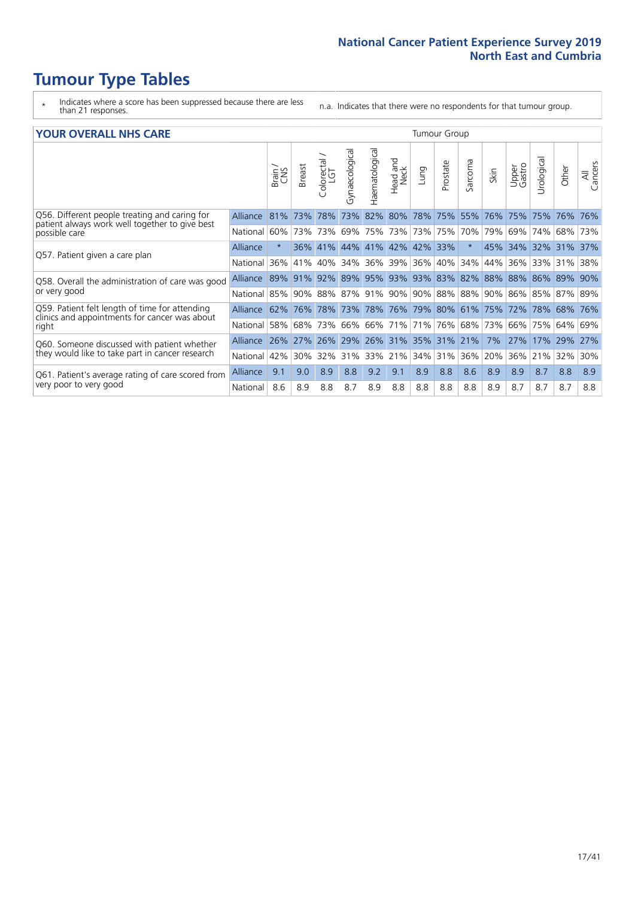# Tumour Type Tables

\* Indicates where a score has been suppressed because there are less than 21 responses.

n.a. Indicates that there were no respondents for that tumour group.

## YOUR OVERALL NHS CARE

| | | Brain / CNS | Breast | Colorectal / LGT | Gynaecological | Haematological | Head and Neck | Lung | Prostate | Sarcoma | Skin | Upper Gastro | Urological | Other | All Cancers |
|---|---|---|---|---|---|---|---|---|---|---|---|---|---|---|---|
| Q56. Different people treating and caring for patient always work well together to give best possible care | Alliance | 81% | 73% | 78% | 73% | 82% | 80% | 78% | 75% | 55% | 76% | 75% | 75% | 76% | 76% |
| | National | 60% | 73% | 73% | 69% | 75% | 73% | 73% | 75% | 70% | 79% | 69% | 74% | 68% | 73% |
| Q57. Patient given a care plan | Alliance | * | 36% | 41% | 44% | 41% | 42% | 42% | 33% | * | 45% | 34% | 32% | 31% | 37% |
| | National | 36% | 41% | 40% | 34% | 36% | 39% | 36% | 40% | 34% | 44% | 36% | 33% | 31% | 38% |
| Q58. Overall the administration of care was good or very good | Alliance | 89% | 91% | 92% | 89% | 95% | 93% | 93% | 83% | 82% | 88% | 88% | 86% | 89% | 90% |
| | National | 85% | 90% | 88% | 87% | 91% | 90% | 90% | 88% | 88% | 90% | 86% | 85% | 87% | 89% |
| Q59. Patient felt length of time for attending clinics and appointments for cancer was about right | Alliance | 62% | 76% | 78% | 73% | 78% | 76% | 79% | 80% | 61% | 75% | 72% | 78% | 68% | 76% |
| | National | 58% | 68% | 73% | 66% | 66% | 71% | 71% | 76% | 68% | 73% | 66% | 75% | 64% | 69% |
| Q60. Someone discussed with patient whether they would like to take part in cancer research | Alliance | 26% | 27% | 26% | 29% | 26% | 31% | 35% | 31% | 21% | 7% | 27% | 17% | 29% | 27% |
| | National | 42% | 30% | 32% | 31% | 33% | 21% | 34% | 31% | 36% | 20% | 36% | 21% | 32% | 30% |
| Q61. Patient's average rating of care scored from very poor to very good | Alliance | 9.1 | 9.0 | 8.9 | 8.8 | 9.2 | 9.1 | 8.9 | 8.8 | 8.6 | 8.9 | 8.9 | 8.7 | 8.8 | 8.9 |
| | National | 8.6 | 8.9 | 8.8 | 8.7 | 8.9 | 8.8 | 8.8 | 8.8 | 8.8 | 8.9 | 8.7 | 8.7 | 8.7 | 8.8 |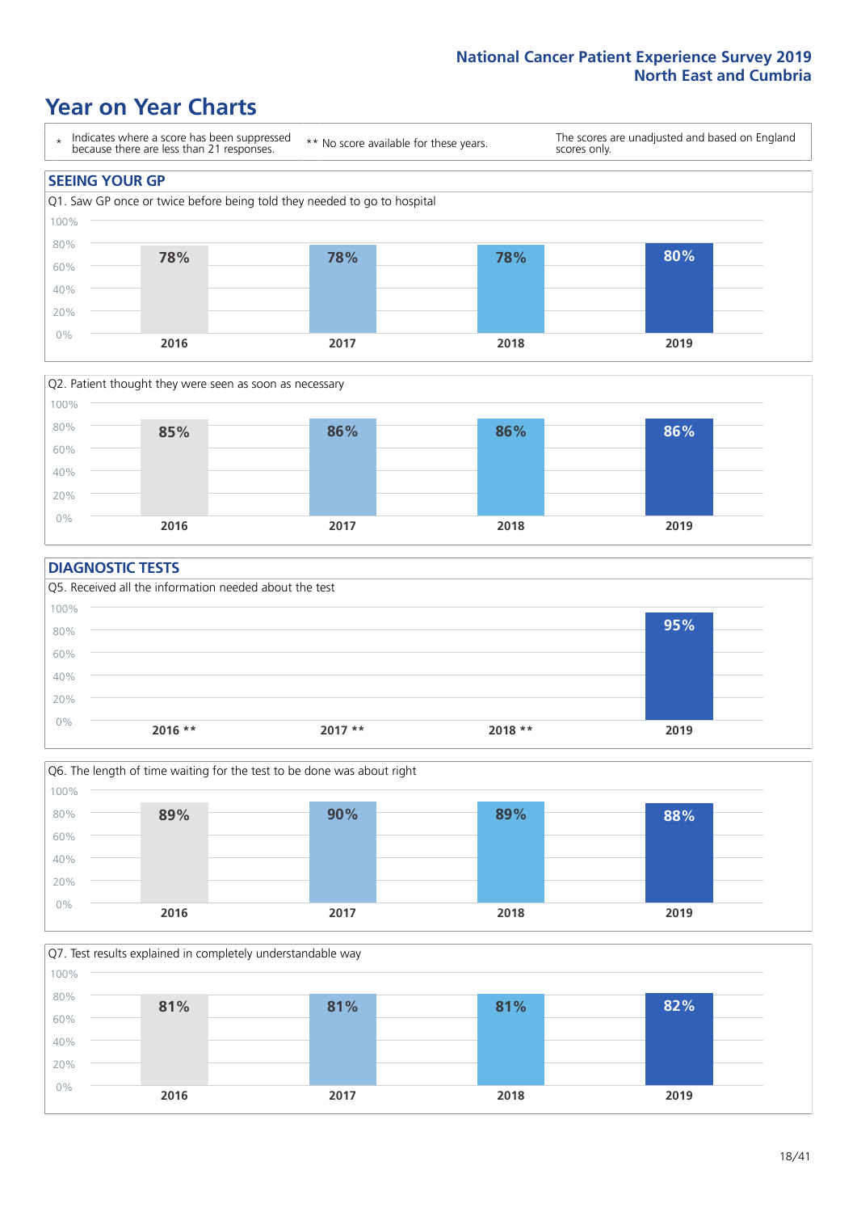# Year on Year Charts

| * Indicates where a score has been suppressed because there are less than 21 responses. | ** No score available for these years. | The scores are unadjusted and based on England scores only. |
|---|---|---|

## SEEING YOUR GP

Q1. Saw GP once or twice before being told they needed to go to hospital

| 2016 | 2017 | 2018 | 2019 |
|---|---|---|---|
| 78% | 78% | 78% | 80% |

Q2. Patient thought they were seen as soon as necessary

| 2016 | 2017 | 2018 | 2019 |
|---|---|---|---|
| 85% | 86% | 86% | 86% |

## DIAGNOSTIC TESTS

Q5. Received all the information needed about the test

| 2016 ** | 2017 ** | 2018 ** | 2019 |
|---|---|---|---|
| | | | 95% |

Q6. The length of time waiting for the test to be done was about right

| 2016 | 2017 | 2018 | 2019 |
|---|---|---|---|
| 89% | 90% | 89% | 88% |

Q7. Test results explained in completely understandable way

| 2016 | 2017 | 2018 | 2019 |
|---|---|---|---|
| 81% | 81% | 81% | 82% |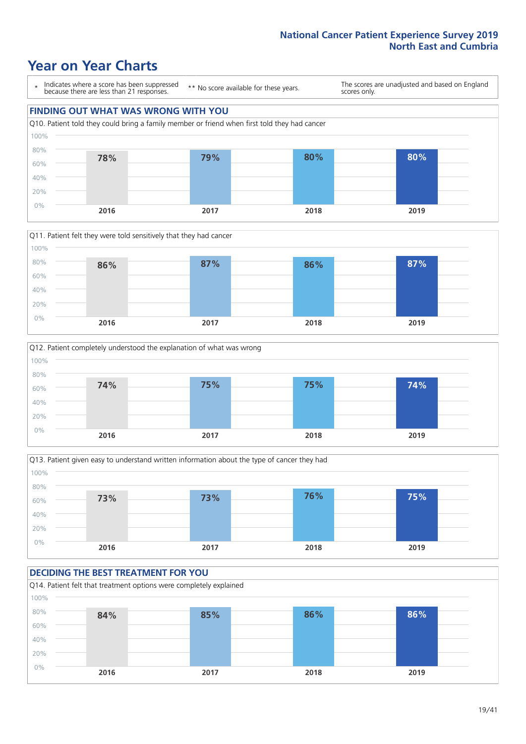# Year on Year Charts

\* Indicates where a score has been suppressed because there are less than 21 responses.

\*\* No score available for these years.

The scores are unadjusted and based on England scores only.

## FINDING OUT WHAT WAS WRONG WITH YOU

Q10. Patient told they could bring a family member or friend when first told they had cancer

| 2016 | 2017 | 2018 | 2019 |
|---|---|---|---|
| 78% | 79% | 80% | 80% |

Q11. Patient felt they were told sensitively that they had cancer

| 2016 | 2017 | 2018 | 2019 |
|---|---|---|---|
| 86% | 87% | 86% | 87% |

Q12. Patient completely understood the explanation of what was wrong

| 2016 | 2017 | 2018 | 2019 |
|---|---|---|---|
| 74% | 75% | 75% | 74% |

Q13. Patient given easy to understand written information about the type of cancer they had

| 2016 | 2017 | 2018 | 2019 |
|---|---|---|---|
| 73% | 73% | 76% | 75% |

## DECIDING THE BEST TREATMENT FOR YOU

Q14. Patient felt that treatment options were completely explained

| 2016 | 2017 | 2018 | 2019 |
|---|---|---|---|
| 84% | 85% | 86% | 86% |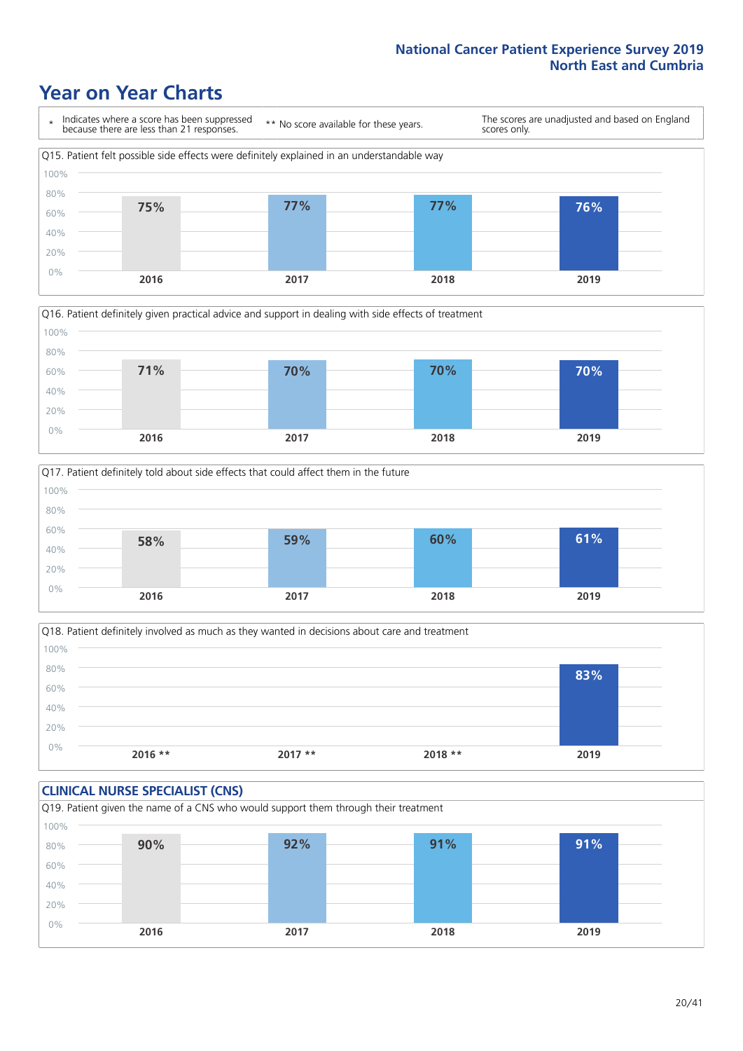# Year on Year Charts

\* Indicates where a score has been suppressed because there are less than 21 responses.

** No score available for these years.

The scores are unadjusted and based on England scores only.

Q15. Patient felt possible side effects were definitely explained in an understandable way

| 2016 | 2017 | 2018 | 2019 |
|---|---|---|---|
| 75% | 77% | 77% | 76% |

Q16. Patient definitely given practical advice and support in dealing with side effects of treatment

| 2016 | 2017 | 2018 | 2019 |
|---|---|---|---|
| 71% | 70% | 70% | 70% |

Q17. Patient definitely told about side effects that could affect them in the future

| 2016 | 2017 | 2018 | 2019 |
|---|---|---|---|
| 58% | 59% | 60% | 61% |

Q18. Patient definitely involved as much as they wanted in decisions about care and treatment

| 2016 ** | 2017 ** | 2018 ** | 2019 |
|---|---|---|---|
| | | | 83% |

## CLINICAL NURSE SPECIALIST (CNS)

Q19. Patient given the name of a CNS who would support them through their treatment

| 2016 | 2017 | 2018 | 2019 |
|---|---|---|---|
| 90% | 92% | 91% | 91% |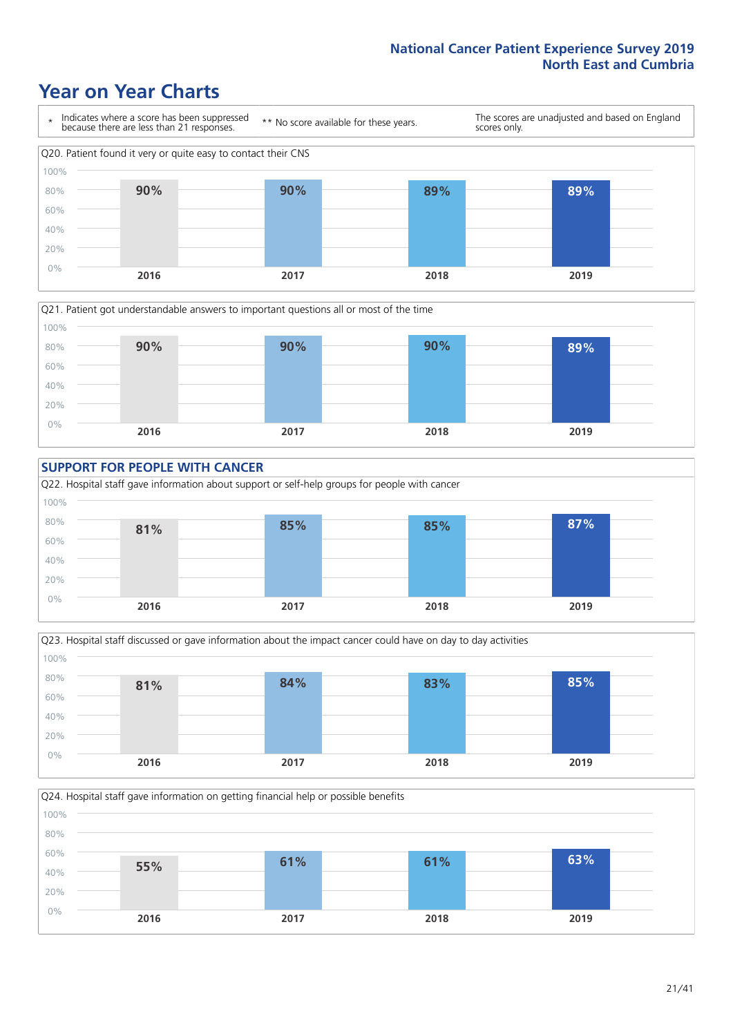# Year on Year Charts

\* Indicates where a score has been suppressed because there are less than 21 responses.

** No score available for these years.

The scores are unadjusted and based on England scores only.

Q20. Patient found it very or quite easy to contact their CNS

| 2016 | 2017 | 2018 | 2019 |
|---|---|---|---|
| 90% | 90% | 89% | 89% |

Q21. Patient got understandable answers to important questions all or most of the time

| 2016 | 2017 | 2018 | 2019 |
|---|---|---|---|
| 90% | 90% | 90% | 89% |

## SUPPORT FOR PEOPLE WITH CANCER

Q22. Hospital staff gave information about support or self-help groups for people with cancer

| 2016 | 2017 | 2018 | 2019 |
|---|---|---|---|
| 81% | 85% | 85% | 87% |

Q23. Hospital staff discussed or gave information about the impact cancer could have on day to day activities

| 2016 | 2017 | 2018 | 2019 |
|---|---|---|---|
| 81% | 84% | 83% | 85% |

Q24. Hospital staff gave information on getting financial help or possible benefits

| 2016 | 2017 | 2018 | 2019 |
|---|---|---|---|
| 55% | 61% | 61% | 63% |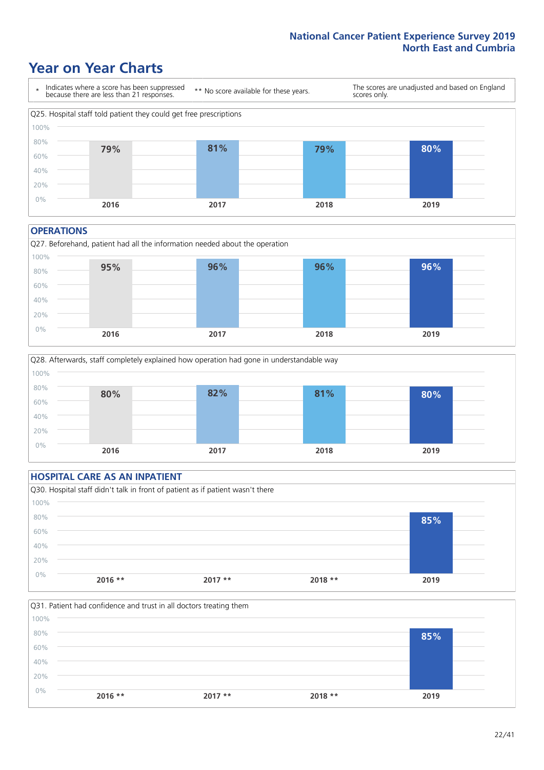# Year on Year Charts

| * Indicates where a score has been suppressed because there are less than 21 responses. | ** No score available for these years. | The scores are unadjusted and based on England scores only. |
|---|---|---|

Q25. Hospital staff told patient they could get free prescriptions

| 2016 | 2017 | 2018 | 2019 |
|---|---|---|---|
| 79% | 81% | 79% | 80% |

## OPERATIONS

Q27. Beforehand, patient had all the information needed about the operation

| 2016 | 2017 | 2018 | 2019 |
|---|---|---|---|
| 95% | 96% | 96% | 96% |

Q28. Afterwards, staff completely explained how operation had gone in understandable way

| 2016 | 2017 | 2018 | 2019 |
|---|---|---|---|
| 80% | 82% | 81% | 80% |

## HOSPITAL CARE AS AN INPATIENT

Q30. Hospital staff didn't talk in front of patient as if patient wasn't there

| 2016 ** | 2017 ** | 2018 ** | 2019 |
|---|---|---|---|
| | | | 85% |

Q31. Patient had confidence and trust in all doctors treating them

| 2016 ** | 2017 ** | 2018 ** | 2019 |
|---|---|---|---|
| | | | 85% |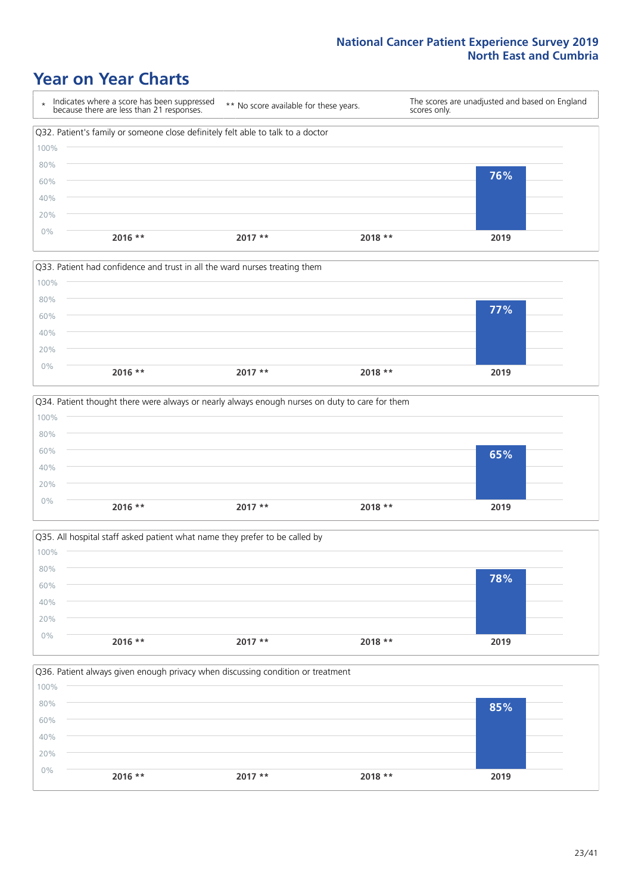National Cancer Patient Experience Survey 2019
North East and Cumbria

# Year on Year Charts

\* Indicates where a score has been suppressed because there are less than 21 responses.

** No score available for these years.

The scores are unadjusted and based on England scores only.

### Q32. Patient's family or someone close definitely felt able to talk to a doctor

| 2016 ** | 2017 ** | 2018 ** | 2019 |
|---|---|---|---|
| | | | 76% |

### Q33. Patient had confidence and trust in all the ward nurses treating them

| 2016 ** | 2017 ** | 2018 ** | 2019 |
|---|---|---|---|
| | | | 77% |

### Q34. Patient thought there were always or nearly always enough nurses on duty to care for them

| 2016 ** | 2017 ** | 2018 ** | 2019 |
|---|---|---|---|
| | | | 65% |

### Q35. All hospital staff asked patient what name they prefer to be called by

| 2016 ** | 2017 ** | 2018 ** | 2019 |
|---|---|---|---|
| | | | 78% |

### Q36. Patient always given enough privacy when discussing condition or treatment

| 2016 ** | 2017 ** | 2018 ** | 2019 |
|---|---|---|---|
| | | | 85% |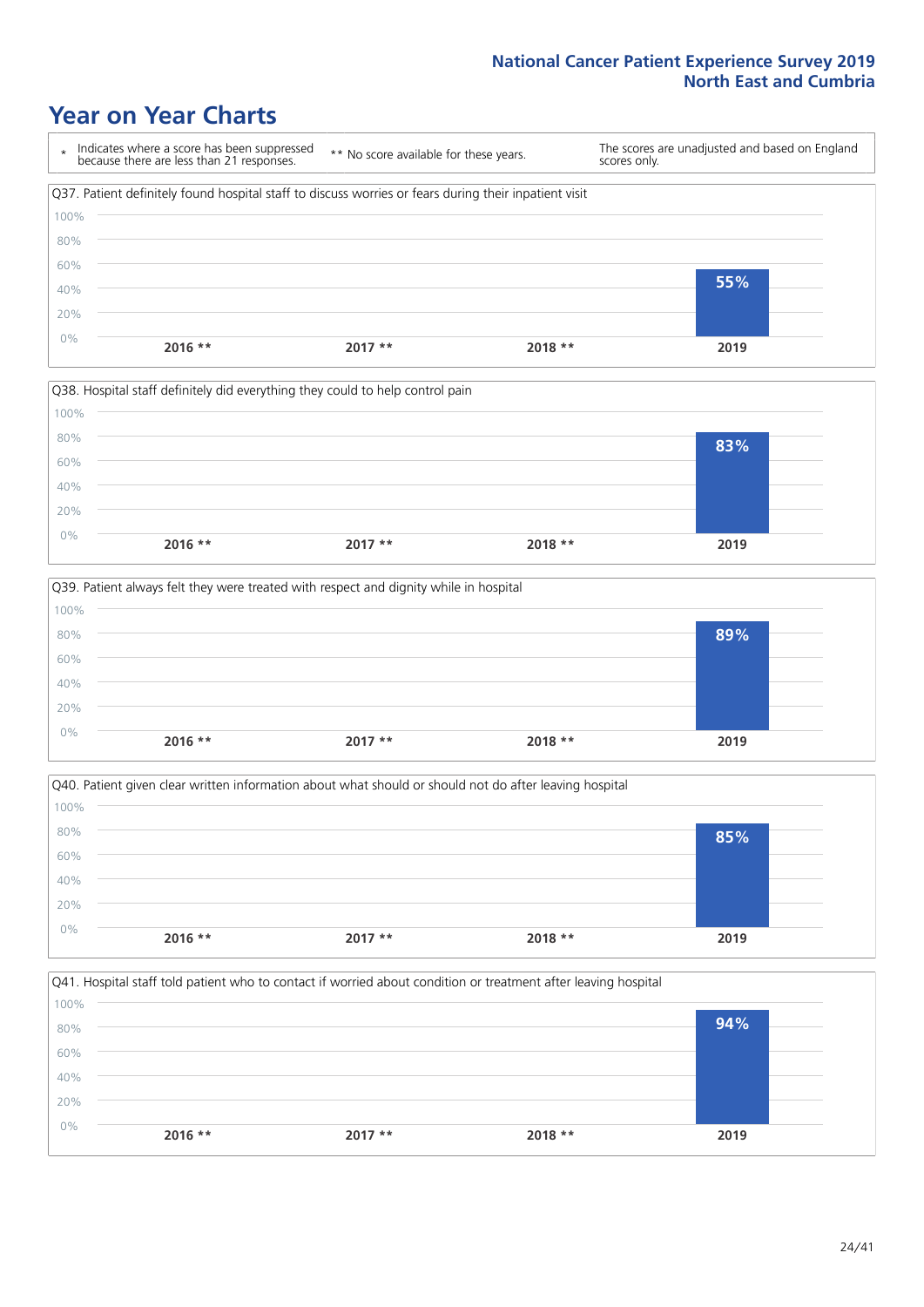National Cancer Patient Experience Survey 2019
North East and Cumbria

# Year on Year Charts

| * Indicates where a score has been suppressed because there are less than 21 responses. | ** No score available for these years. | The scores are unadjusted and based on England scores only. |
|---|---|---|

Q37. Patient definitely found hospital staff to discuss worries or fears during their inpatient visit

| 2016 ** | 2017 ** | 2018 ** | 2019 |
|---|---|---|---|
| | | | 55% |

Q38. Hospital staff definitely did everything they could to help control pain

| 2016 ** | 2017 ** | 2018 ** | 2019 |
|---|---|---|---|
| | | | 83% |

Q39. Patient always felt they were treated with respect and dignity while in hospital

| 2016 ** | 2017 ** | 2018 ** | 2019 |
|---|---|---|---|
| | | | 89% |

Q40. Patient given clear written information about what should or should not do after leaving hospital

| 2016 ** | 2017 ** | 2018 ** | 2019 |
|---|---|---|---|
| | | | 85% |

Q41. Hospital staff told patient who to contact if worried about condition or treatment after leaving hospital

| 2016 ** | 2017 ** | 2018 ** | 2019 |
|---|---|---|---|
| | | | 94% |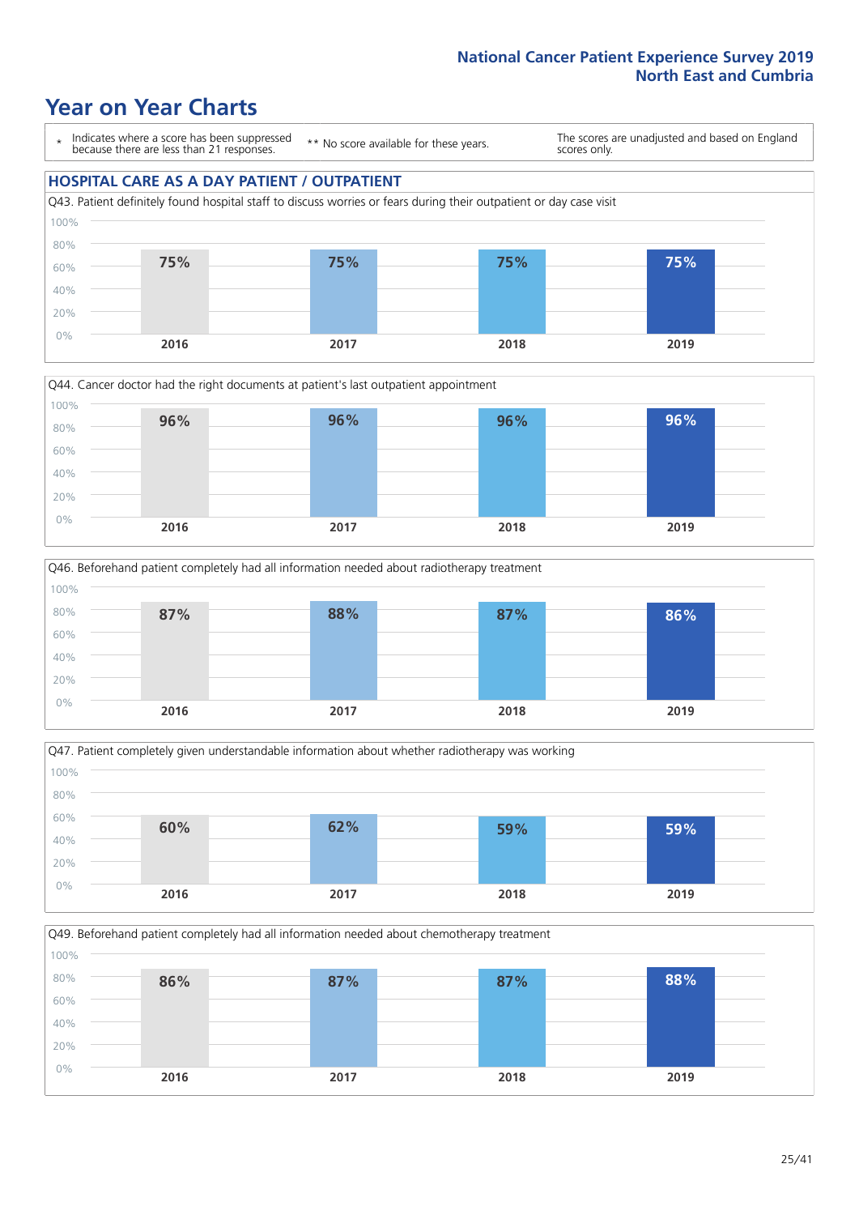# Year on Year Charts

\* Indicates where a score has been suppressed because there are less than 21 responses.

** No score available for these years.

The scores are unadjusted and based on England scores only.

## HOSPITAL CARE AS A DAY PATIENT / OUTPATIENT

Q43. Patient definitely found hospital staff to discuss worries or fears during their outpatient or day case visit

| 2016 | 2017 | 2018 | 2019 |
|---|---|---|---|
| 75% | 75% | 75% | 75% |

Q44. Cancer doctor had the right documents at patient's last outpatient appointment

| 2016 | 2017 | 2018 | 2019 |
|---|---|---|---|
| 96% | 96% | 96% | 96% |

Q46. Beforehand patient completely had all information needed about radiotherapy treatment

| 2016 | 2017 | 2018 | 2019 |
|---|---|---|---|
| 87% | 88% | 87% | 86% |

Q47. Patient completely given understandable information about whether radiotherapy was working

| 2016 | 2017 | 2018 | 2019 |
|---|---|---|---|
| 60% | 62% | 59% | 59% |

Q49. Beforehand patient completely had all information needed about chemotherapy treatment

| 2016 | 2017 | 2018 | 2019 |
|---|---|---|---|
| 86% | 87% | 87% | 88% |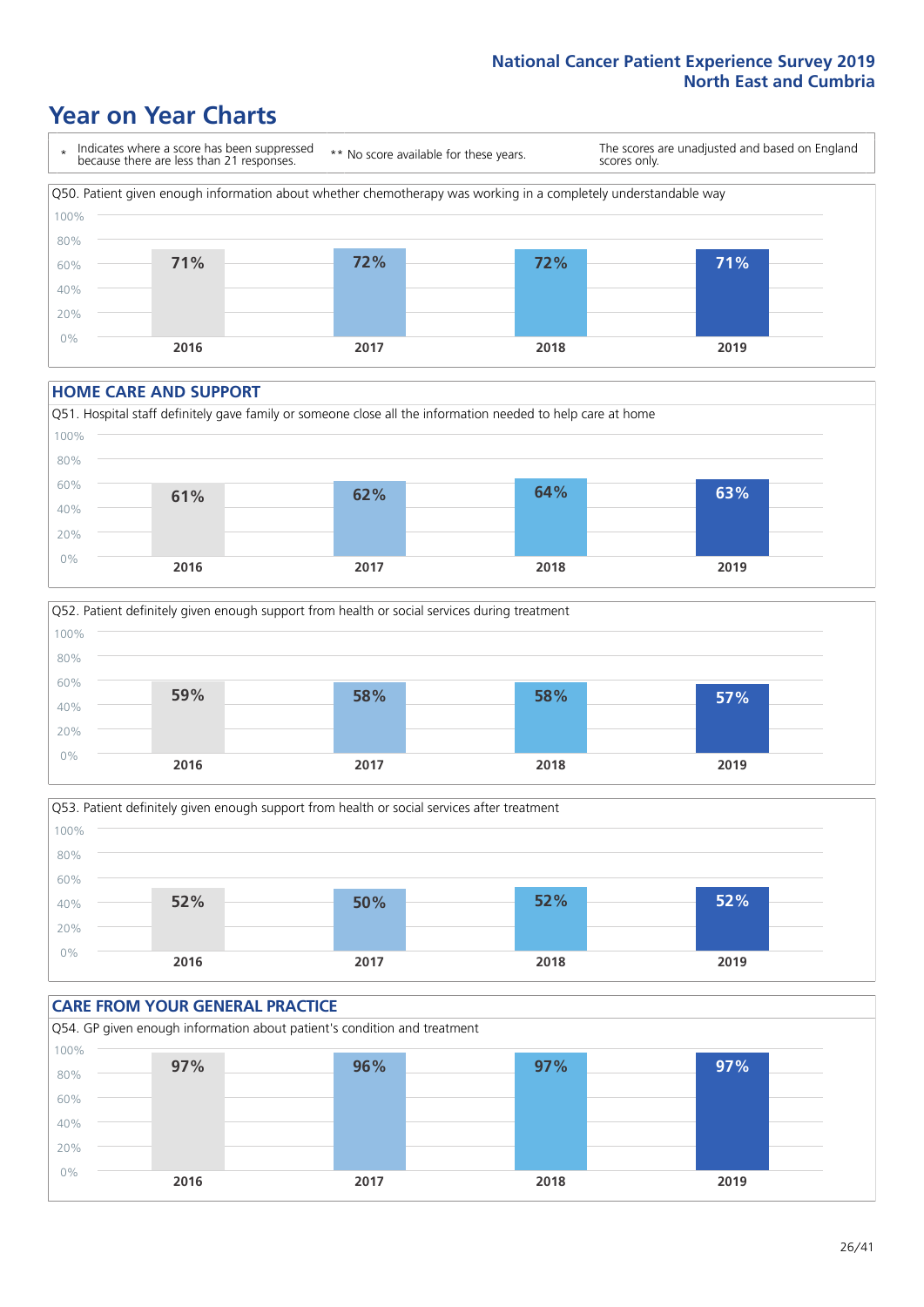# Year on Year Charts

\* Indicates where a score has been suppressed because there are less than 21 responses.

** No score available for these years.

The scores are unadjusted and based on England scores only.

Q50. Patient given enough information about whether chemotherapy was working in a completely understandable way

| 2016 | 2017 | 2018 | 2019 |
|---|---|---|---|
| 71% | 72% | 72% | 71% |

## HOME CARE AND SUPPORT

Q51. Hospital staff definitely gave family or someone close all the information needed to help care at home

| 2016 | 2017 | 2018 | 2019 |
|---|---|---|---|
| 61% | 62% | 64% | 63% |

Q52. Patient definitely given enough support from health or social services during treatment

| 2016 | 2017 | 2018 | 2019 |
|---|---|---|---|
| 59% | 58% | 58% | 57% |

Q53. Patient definitely given enough support from health or social services after treatment

| 2016 | 2017 | 2018 | 2019 |
|---|---|---|---|
| 52% | 50% | 52% | 52% |

## CARE FROM YOUR GENERAL PRACTICE

Q54. GP given enough information about patient's condition and treatment

| 2016 | 2017 | 2018 | 2019 |
|---|---|---|---|
| 97% | 96% | 97% | 97% |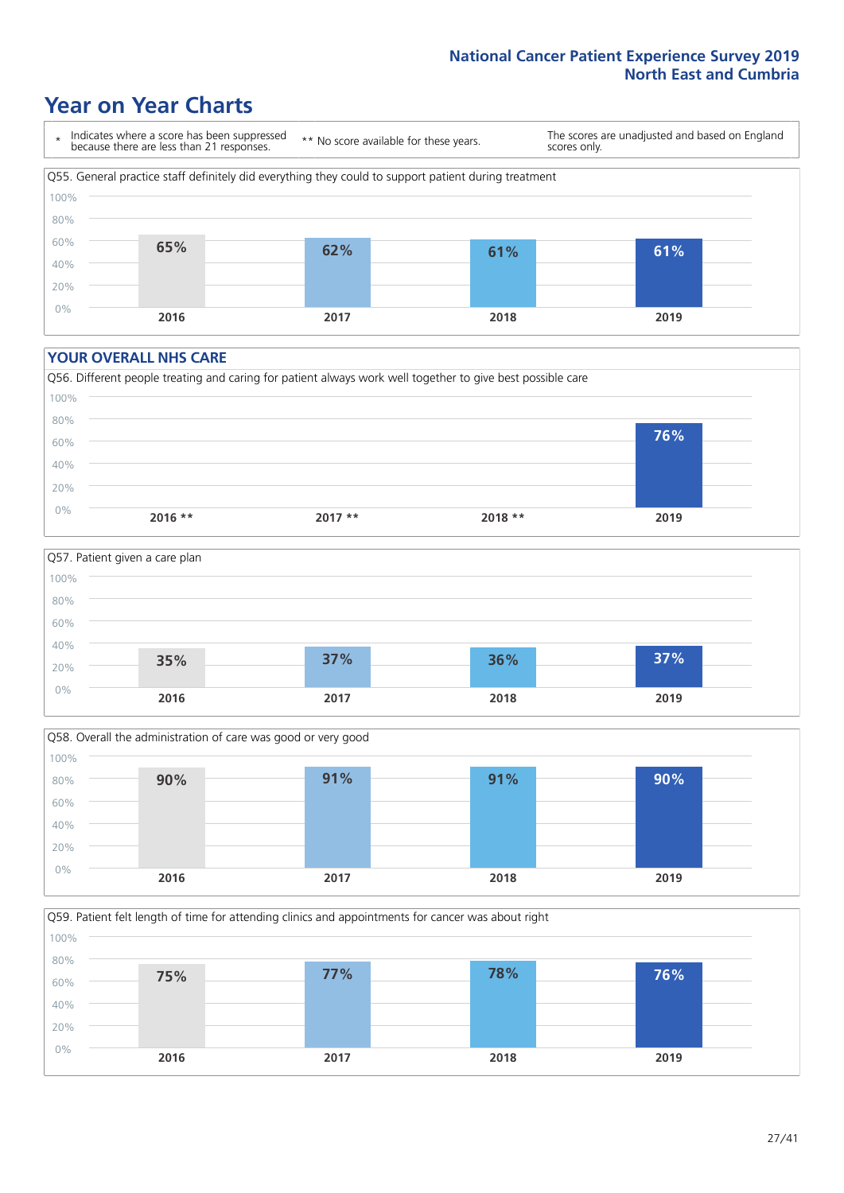National Cancer Patient Experience Survey 2019
North East and Cumbria

# Year on Year Charts

| * Indicates where a score has been suppressed because there are less than 21 responses. | ** No score available for these years. | The scores are unadjusted and based on England scores only. |
|---|---|---|

Q55. General practice staff definitely did everything they could to support patient during treatment

| 2016 | 2017 | 2018 | 2019 |
|---|---|---|---|
| 65% | 62% | 61% | 61% |

## YOUR OVERALL NHS CARE

Q56. Different people treating and caring for patient always work well together to give best possible care

| 2016 ** | 2017 ** | 2018 ** | 2019 |
|---|---|---|---|
| | | | 76% |

Q57. Patient given a care plan

| 2016 | 2017 | 2018 | 2019 |
|---|---|---|---|
| 35% | 37% | 36% | 37% |

Q58. Overall the administration of care was good or very good

| 2016 | 2017 | 2018 | 2019 |
|---|---|---|---|
| 90% | 91% | 91% | 90% |

Q59. Patient felt length of time for attending clinics and appointments for cancer was about right

| 2016 | 2017 | 2018 | 2019 |
|---|---|---|---|
| 75% | 77% | 78% | 76% |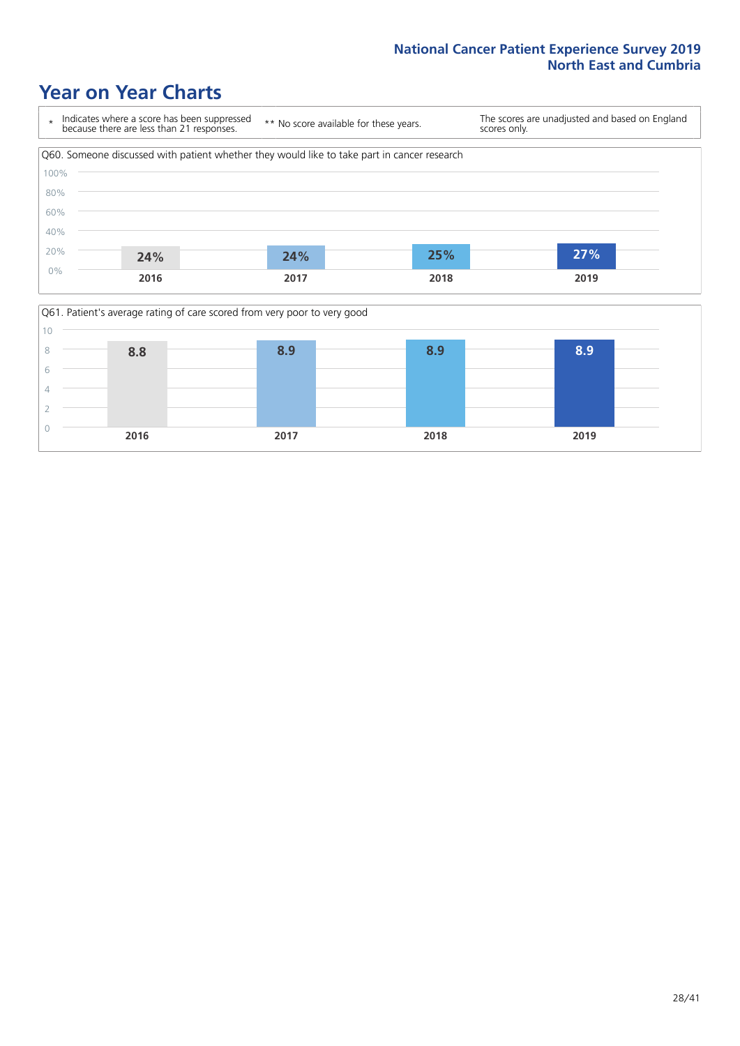# Year on Year Charts

\* Indicates where a score has been suppressed because there are less than 21 responses.

** No score available for these years.

The scores are unadjusted and based on England scores only.

Q60. Someone discussed with patient whether they would like to take part in cancer research

| 2016 | 2017 | 2018 | 2019 |
|---|---|---|---|
| 24% | 24% | 25% | 27% |

Q61. Patient's average rating of care scored from very poor to very good

| 2016 | 2017 | 2018 | 2019 |
|---|---|---|---|
| 8.8 | 8.9 | 8.9 | 8.9 |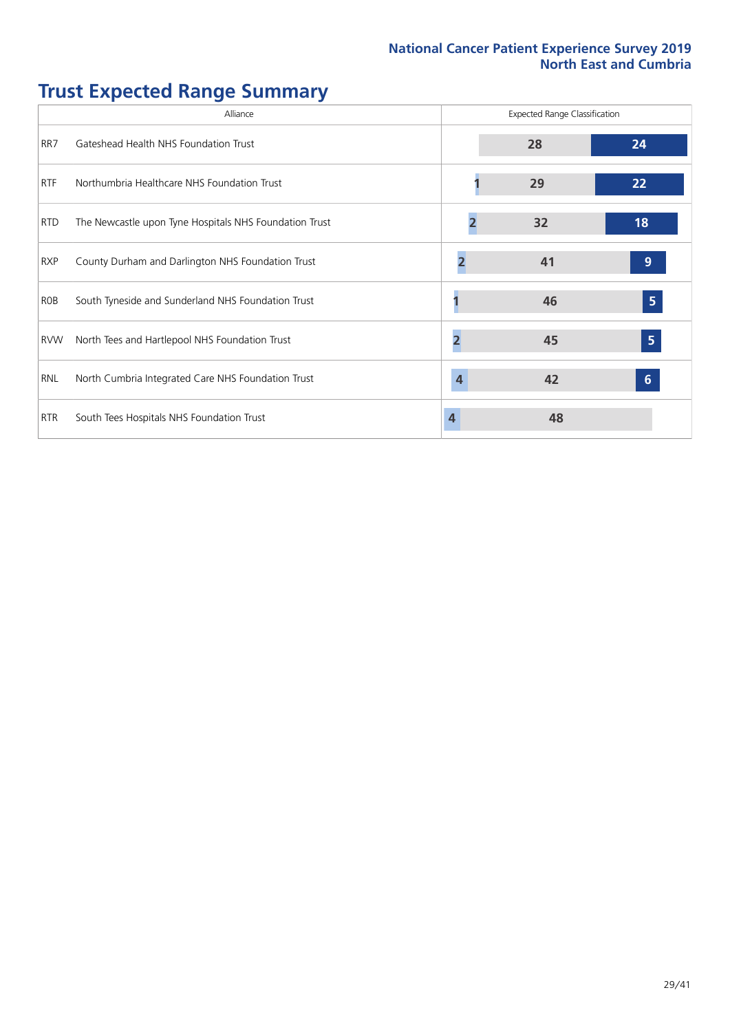# Trust Expected Range Summary

| Alliance | | Expected Range Classification | | |
|---|---|---|---|---|
| RR7 | Gateshead Health NHS Foundation Trust | | 28 | 24 |
| RTF | Northumbria Healthcare NHS Foundation Trust | 1 | 29 | 22 |
| RTD | The Newcastle upon Tyne Hospitals NHS Foundation Trust | 2 | 32 | 18 |
| RXP | County Durham and Darlington NHS Foundation Trust | 2 | 41 | 9 |
| R0B | South Tyneside and Sunderland NHS Foundation Trust | 1 | 46 | 5 |
| RVW | North Tees and Hartlepool NHS Foundation Trust | 2 | 45 | 5 |
| RNL | North Cumbria Integrated Care NHS Foundation Trust | 4 | 42 | 6 |
| RTR | South Tees Hospitals NHS Foundation Trust | 4 | 48 | |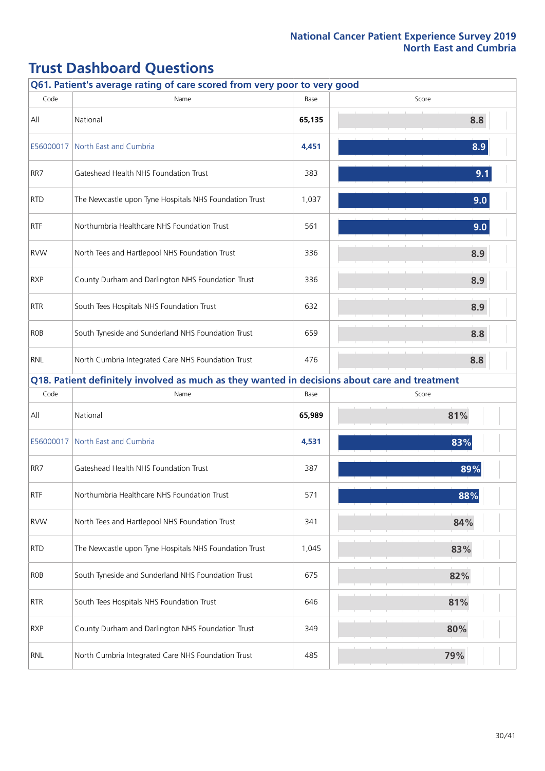# Trust Dashboard Questions

**Q61. Patient's average rating of care scored from very poor to very good**

| Code | Name | Base | Score |
|---|---|---|---|
| All | National | **65,135** | 8.8 |
| E56000017 | North East and Cumbria | **4,451** | 8.9 |
| RR7 | Gateshead Health NHS Foundation Trust | 383 | 9.1 |
| RTD | The Newcastle upon Tyne Hospitals NHS Foundation Trust | 1,037 | 9.0 |
| RTF | Northumbria Healthcare NHS Foundation Trust | 561 | 9.0 |
| RVW | North Tees and Hartlepool NHS Foundation Trust | 336 | 8.9 |
| RXP | County Durham and Darlington NHS Foundation Trust | 336 | 8.9 |
| RTR | South Tees Hospitals NHS Foundation Trust | 632 | 8.9 |
| R0B | South Tyneside and Sunderland NHS Foundation Trust | 659 | 8.8 |
| RNL | North Cumbria Integrated Care NHS Foundation Trust | 476 | 8.8 |

**Q18. Patient definitely involved as much as they wanted in decisions about care and treatment**

| Code | Name | Base | Score |
|---|---|---|---|
| All | National | **65,989** | 81% |
| E56000017 | North East and Cumbria | **4,531** | 83% |
| RR7 | Gateshead Health NHS Foundation Trust | 387 | 89% |
| RTF | Northumbria Healthcare NHS Foundation Trust | 571 | 88% |
| RVW | North Tees and Hartlepool NHS Foundation Trust | 341 | 84% |
| RTD | The Newcastle upon Tyne Hospitals NHS Foundation Trust | 1,045 | 83% |
| R0B | South Tyneside and Sunderland NHS Foundation Trust | 675 | 82% |
| RTR | South Tees Hospitals NHS Foundation Trust | 646 | 81% |
| RXP | County Durham and Darlington NHS Foundation Trust | 349 | 80% |
| RNL | North Cumbria Integrated Care NHS Foundation Trust | 485 | 79% |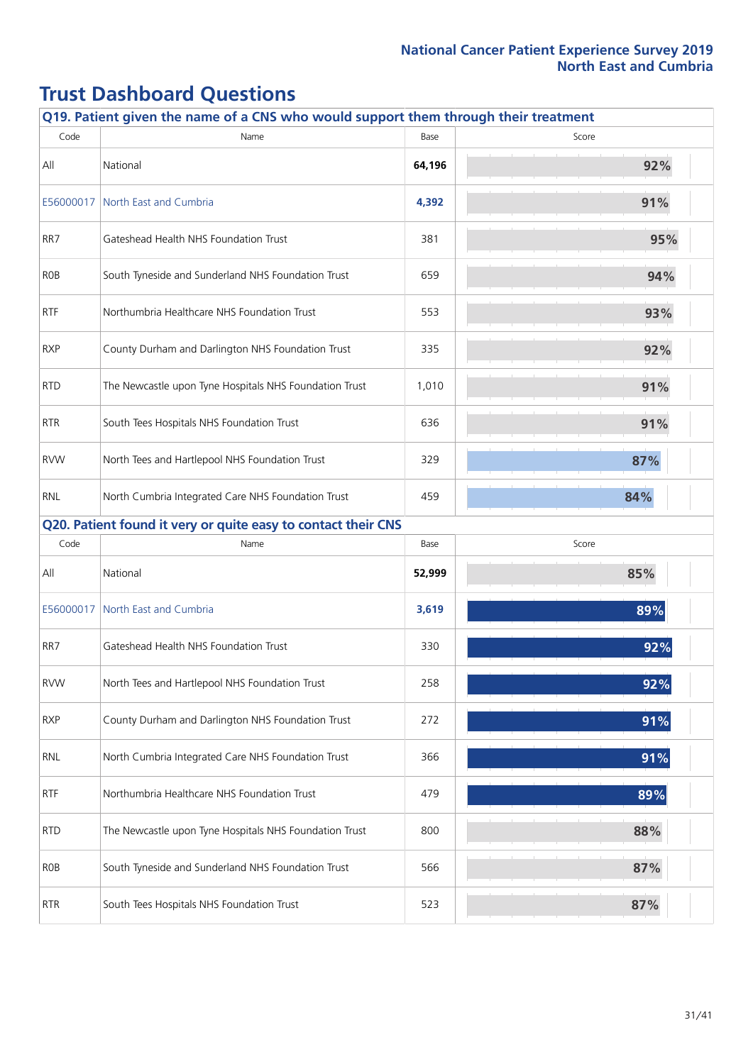# Trust Dashboard Questions

## Q19. Patient given the name of a CNS who would support them through their treatment

| Code | Name | Base | Score |
|---|---|---|---|
| All | National | **64,196** | 92% |
| E56000017 | North East and Cumbria | **4,392** | 91% |
| RR7 | Gateshead Health NHS Foundation Trust | 381 | 95% |
| R0B | South Tyneside and Sunderland NHS Foundation Trust | 659 | 94% |
| RTF | Northumbria Healthcare NHS Foundation Trust | 553 | 93% |
| RXP | County Durham and Darlington NHS Foundation Trust | 335 | 92% |
| RTD | The Newcastle upon Tyne Hospitals NHS Foundation Trust | 1,010 | 91% |
| RTR | South Tees Hospitals NHS Foundation Trust | 636 | 91% |
| RVW | North Tees and Hartlepool NHS Foundation Trust | 329 | 87% |
| RNL | North Cumbria Integrated Care NHS Foundation Trust | 459 | 84% |

## Q20. Patient found it very or quite easy to contact their CNS

| Code | Name | Base | Score |
|---|---|---|---|
| All | National | **52,999** | 85% |
| E56000017 | North East and Cumbria | **3,619** | 89% |
| RR7 | Gateshead Health NHS Foundation Trust | 330 | 92% |
| RVW | North Tees and Hartlepool NHS Foundation Trust | 258 | 92% |
| RXP | County Durham and Darlington NHS Foundation Trust | 272 | 91% |
| RNL | North Cumbria Integrated Care NHS Foundation Trust | 366 | 91% |
| RTF | Northumbria Healthcare NHS Foundation Trust | 479 | 89% |
| RTD | The Newcastle upon Tyne Hospitals NHS Foundation Trust | 800 | 88% |
| R0B | South Tyneside and Sunderland NHS Foundation Trust | 566 | 87% |
| RTR | South Tees Hospitals NHS Foundation Trust | 523 | 87% |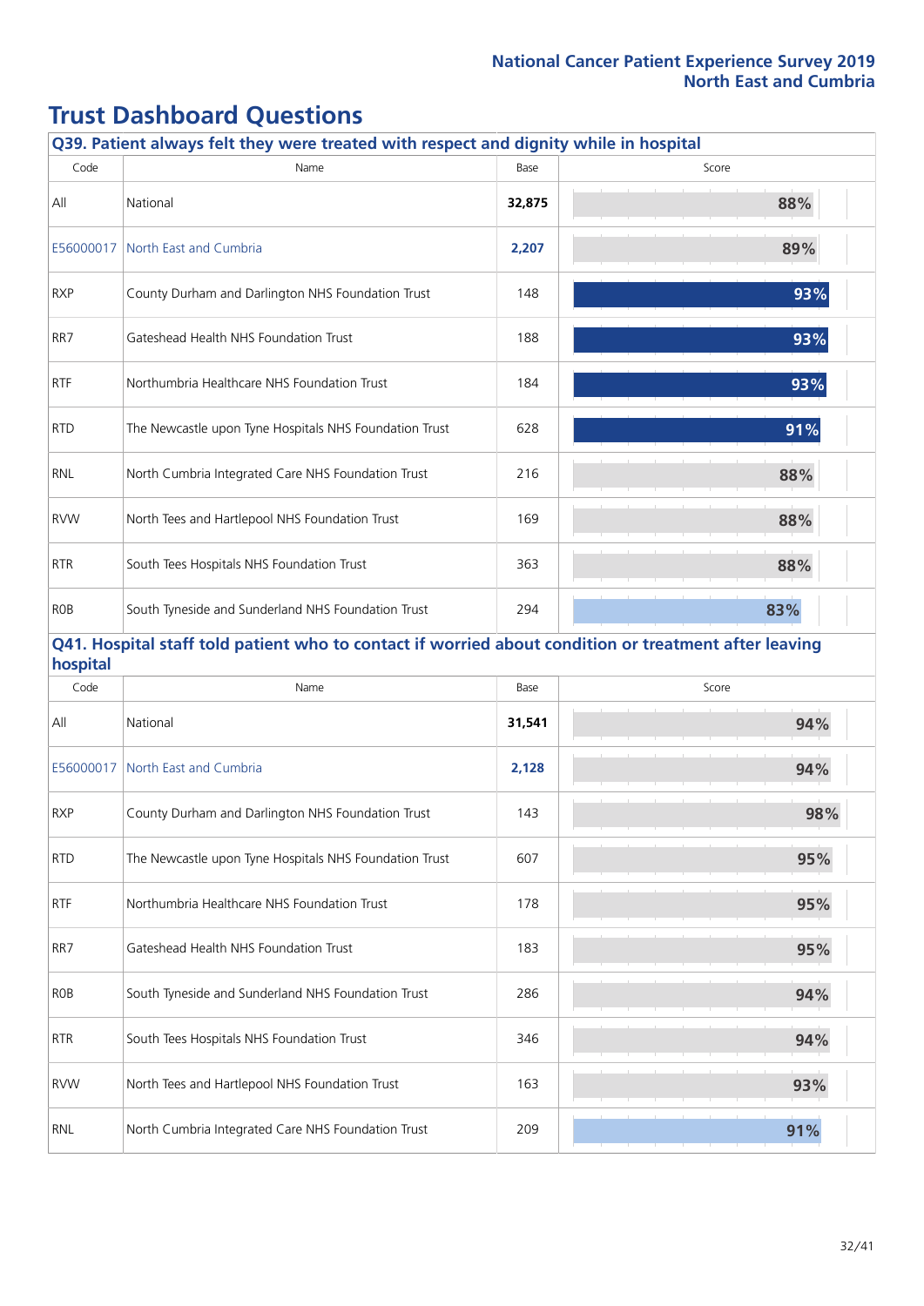# Trust Dashboard Questions

### Q39. Patient always felt they were treated with respect and dignity while in hospital

| Code | Name | Base | Score |
|---|---|---|---|
| All | National | **32,875** | 88% |
| E56000017 | North East and Cumbria | **2,207** | 89% |
| RXP | County Durham and Darlington NHS Foundation Trust | 148 | 93% |
| RR7 | Gateshead Health NHS Foundation Trust | 188 | 93% |
| RTF | Northumbria Healthcare NHS Foundation Trust | 184 | 93% |
| RTD | The Newcastle upon Tyne Hospitals NHS Foundation Trust | 628 | 91% |
| RNL | North Cumbria Integrated Care NHS Foundation Trust | 216 | 88% |
| RVW | North Tees and Hartlepool NHS Foundation Trust | 169 | 88% |
| RTR | South Tees Hospitals NHS Foundation Trust | 363 | 88% |
| R0B | South Tyneside and Sunderland NHS Foundation Trust | 294 | 83% |

### Q41. Hospital staff told patient who to contact if worried about condition or treatment after leaving hospital

| Code | Name | Base | Score |
|---|---|---|---|
| All | National | **31,541** | 94% |
| E56000017 | North East and Cumbria | **2,128** | 94% |
| RXP | County Durham and Darlington NHS Foundation Trust | 143 | 98% |
| RTD | The Newcastle upon Tyne Hospitals NHS Foundation Trust | 607 | 95% |
| RTF | Northumbria Healthcare NHS Foundation Trust | 178 | 95% |
| RR7 | Gateshead Health NHS Foundation Trust | 183 | 95% |
| R0B | South Tyneside and Sunderland NHS Foundation Trust | 286 | 94% |
| RTR | South Tees Hospitals NHS Foundation Trust | 346 | 94% |
| RVW | North Tees and Hartlepool NHS Foundation Trust | 163 | 93% |
| RNL | North Cumbria Integrated Care NHS Foundation Trust | 209 | 91% |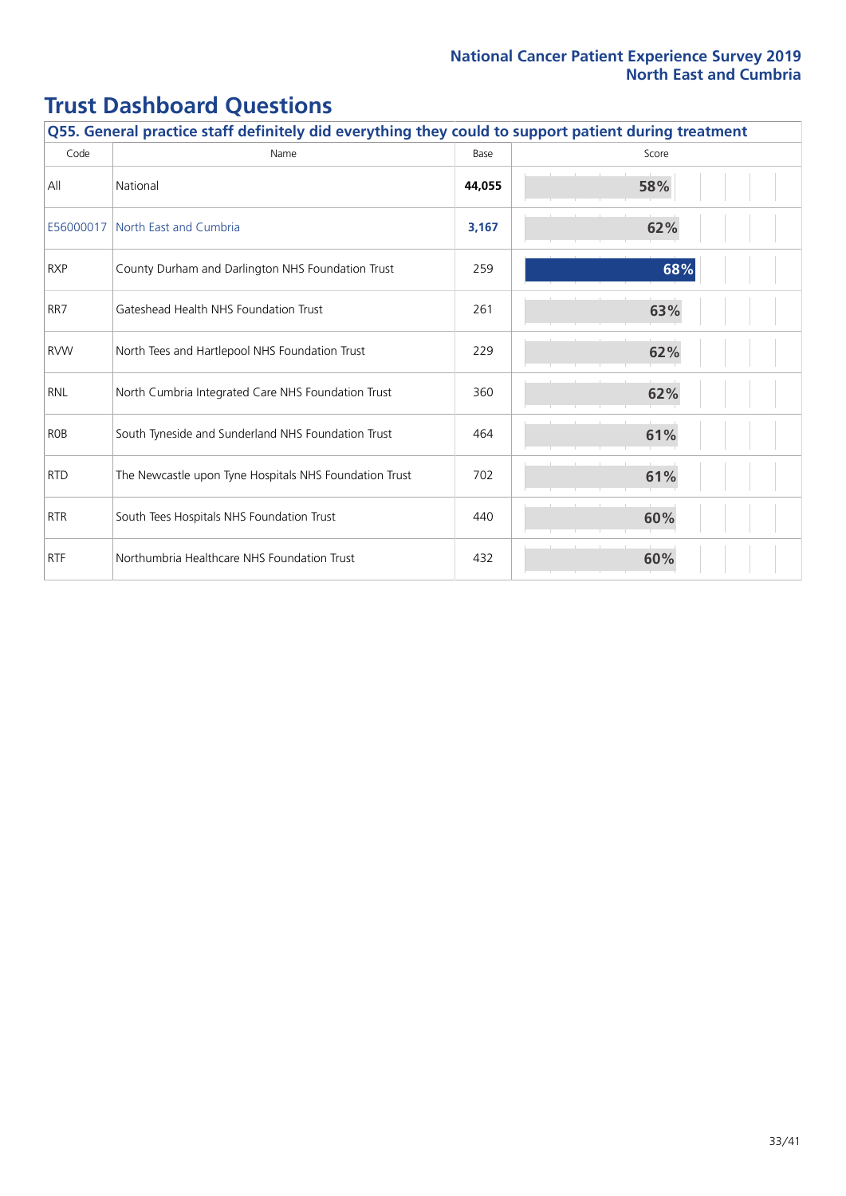# Trust Dashboard Questions

**Q55. General practice staff definitely did everything they could to support patient during treatment**

| Code | Name | Base | Score |
|---|---|---|---|
| All | National | **44,055** | **58%** |
| E56000017 | North East and Cumbria | **3,167** | **62%** |
| RXP | County Durham and Darlington NHS Foundation Trust | 259 | **68%** |
| RR7 | Gateshead Health NHS Foundation Trust | 261 | **63%** |
| RVW | North Tees and Hartlepool NHS Foundation Trust | 229 | **62%** |
| RNL | North Cumbria Integrated Care NHS Foundation Trust | 360 | **62%** |
| R0B | South Tyneside and Sunderland NHS Foundation Trust | 464 | **61%** |
| RTD | The Newcastle upon Tyne Hospitals NHS Foundation Trust | 702 | **61%** |
| RTR | South Tees Hospitals NHS Foundation Trust | 440 | **60%** |
| RTF | Northumbria Healthcare NHS Foundation Trust | 432 | **60%** |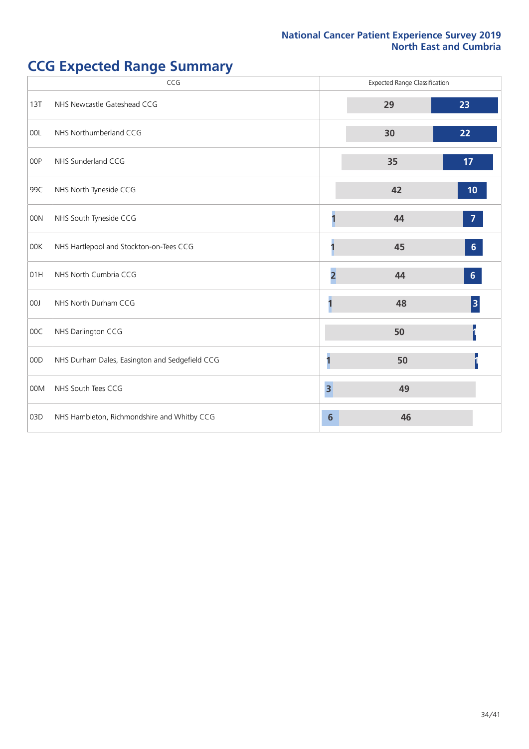## CCG Expected Range Summary

| CCG | | Expected Range Classification | | |
|---|---|---|---|---|
| 13T | NHS Newcastle Gateshead CCG | | 29 | 23 |
| 00L | NHS Northumberland CCG | | 30 | 22 |
| 00P | NHS Sunderland CCG | | 35 | 17 |
| 99C | NHS North Tyneside CCG | | 42 | 10 |
| 00N | NHS South Tyneside CCG | 1 | 44 | 7 |
| 00K | NHS Hartlepool and Stockton-on-Tees CCG | 1 | 45 | 6 |
| 01H | NHS North Cumbria CCG | 2 | 44 | 6 |
| 00J | NHS North Durham CCG | 1 | 48 | 3 |
| 00C | NHS Darlington CCG | | 50 | 1 |
| 00D | NHS Durham Dales, Easington and Sedgefield CCG | 1 | 50 | 1 |
| 00M | NHS South Tees CCG | 3 | 49 | |
| 03D | NHS Hambleton, Richmondshire and Whitby CCG | 6 | 46 | |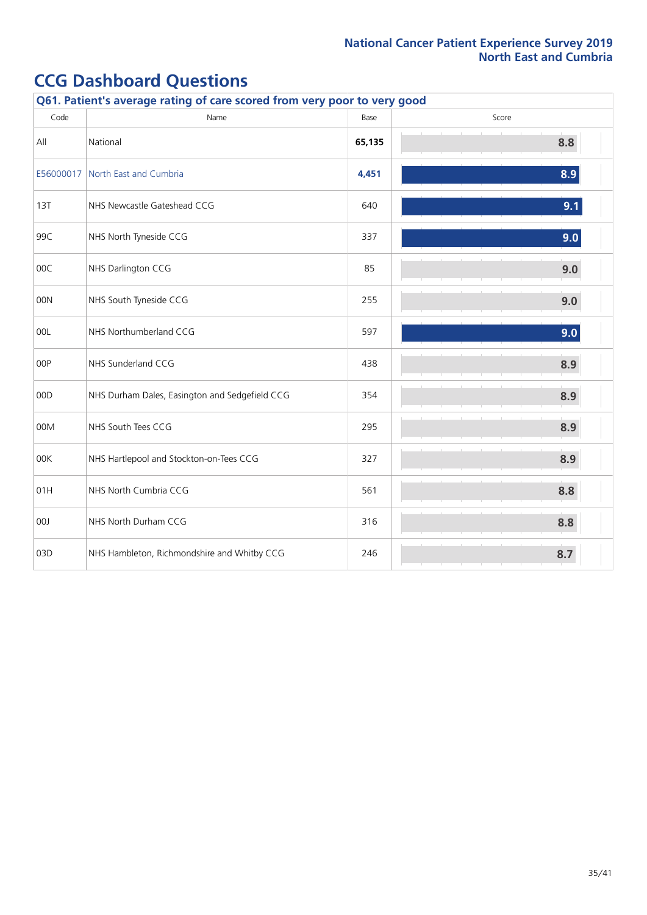National Cancer Patient Experience Survey 2019
North East and Cumbria

# CCG Dashboard Questions

## Q61. Patient's average rating of care scored from very poor to very good

| Code | Name | Base | Score |
|---|---|---|---|
| All | National | **65,135** | 8.8 |
| E56000017 | North East and Cumbria | **4,451** | 8.9 |
| 13T | NHS Newcastle Gateshead CCG | 640 | 9.1 |
| 99C | NHS North Tyneside CCG | 337 | 9.0 |
| 00C | NHS Darlington CCG | 85 | 9.0 |
| 00N | NHS South Tyneside CCG | 255 | 9.0 |
| 00L | NHS Northumberland CCG | 597 | 9.0 |
| 00P | NHS Sunderland CCG | 438 | 8.9 |
| 00D | NHS Durham Dales, Easington and Sedgefield CCG | 354 | 8.9 |
| 00M | NHS South Tees CCG | 295 | 8.9 |
| 00K | NHS Hartlepool and Stockton-on-Tees CCG | 327 | 8.9 |
| 01H | NHS North Cumbria CCG | 561 | 8.8 |
| 00J | NHS North Durham CCG | 316 | 8.8 |
| 03D | NHS Hambleton, Richmondshire and Whitby CCG | 246 | 8.7 |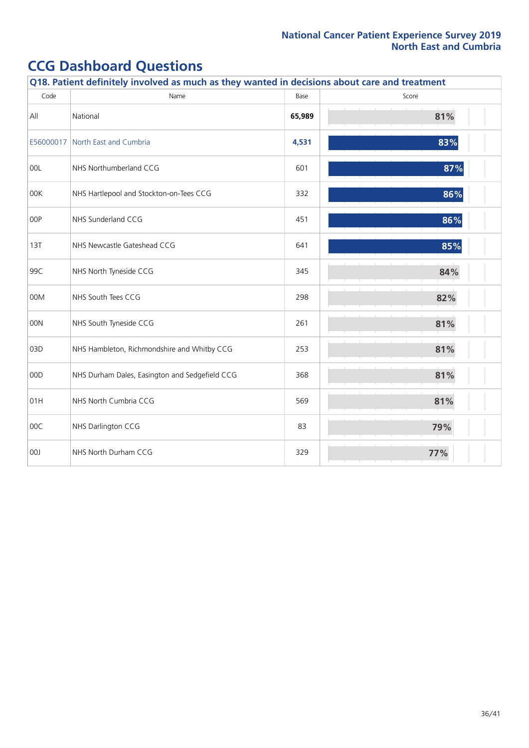## CCG Dashboard Questions

**Q18. Patient definitely involved as much as they wanted in decisions about care and treatment**

| Code | Name | Base | Score |
|---|---|---|---|
| All | National | **65,989** | 81% |
| E56000017 | North East and Cumbria | **4,531** | 83% |
| 00L | NHS Northumberland CCG | 601 | 87% |
| 00K | NHS Hartlepool and Stockton-on-Tees CCG | 332 | 86% |
| 00P | NHS Sunderland CCG | 451 | 86% |
| 13T | NHS Newcastle Gateshead CCG | 641 | 85% |
| 99C | NHS North Tyneside CCG | 345 | 84% |
| 00M | NHS South Tees CCG | 298 | 82% |
| 00N | NHS South Tyneside CCG | 261 | 81% |
| 03D | NHS Hambleton, Richmondshire and Whitby CCG | 253 | 81% |
| 00D | NHS Durham Dales, Easington and Sedgefield CCG | 368 | 81% |
| 01H | NHS North Cumbria CCG | 569 | 81% |
| 00C | NHS Darlington CCG | 83 | 79% |
| 00J | NHS North Durham CCG | 329 | 77% |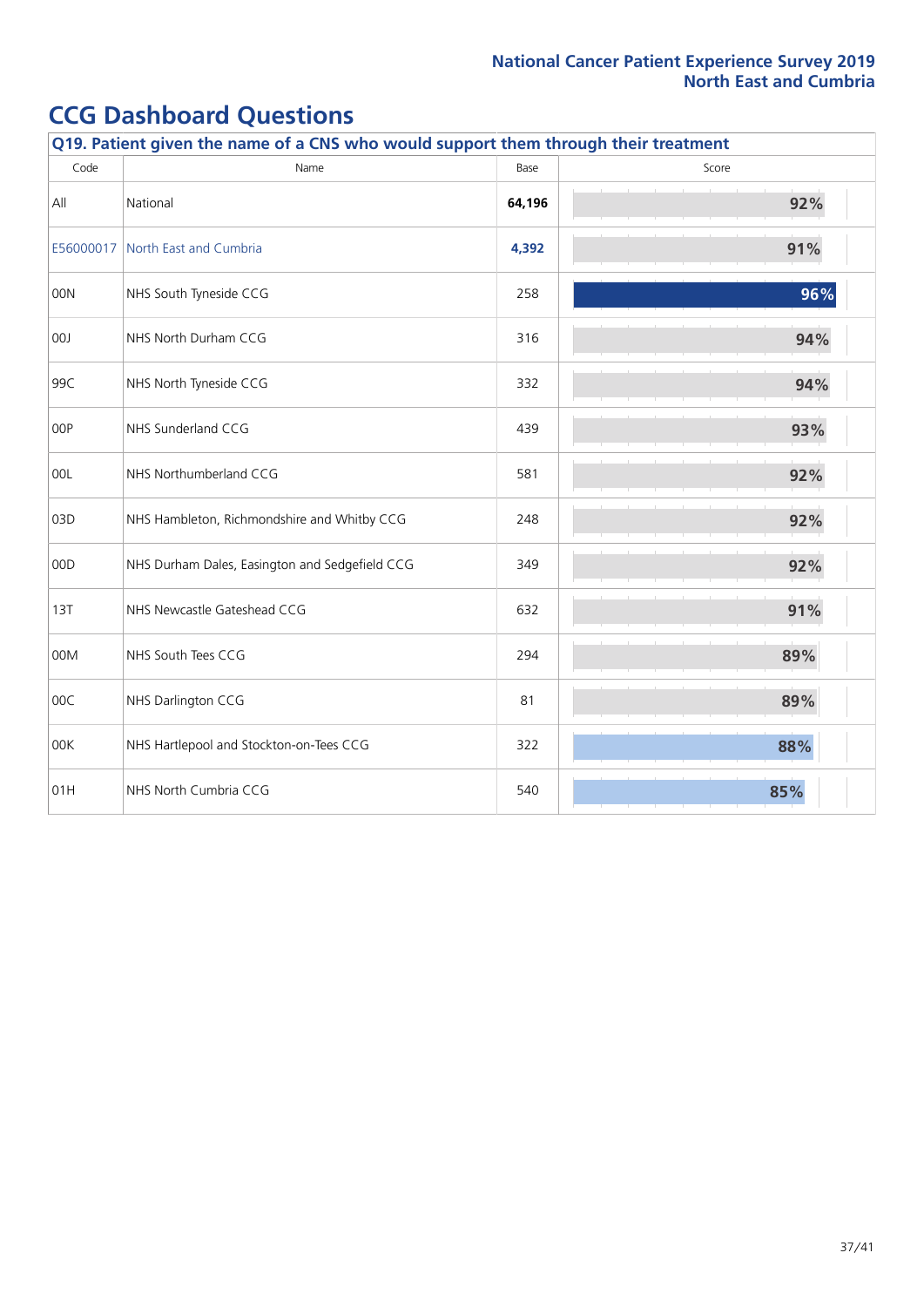## CCG Dashboard Questions

| Q19. Patient given the name of a CNS who would support them through their treatment | | | |
|---|---|---|---|
| Code | Name | Base | Score |
| All | National | **64,196** | 92% |
| E56000017 | North East and Cumbria | **4,392** | 91% |
| 00N | NHS South Tyneside CCG | 258 | 96% |
| 00J | NHS North Durham CCG | 316 | 94% |
| 99C | NHS North Tyneside CCG | 332 | 94% |
| 00P | NHS Sunderland CCG | 439 | 93% |
| 00L | NHS Northumberland CCG | 581 | 92% |
| 03D | NHS Hambleton, Richmondshire and Whitby CCG | 248 | 92% |
| 00D | NHS Durham Dales, Easington and Sedgefield CCG | 349 | 92% |
| 13T | NHS Newcastle Gateshead CCG | 632 | 91% |
| 00M | NHS South Tees CCG | 294 | 89% |
| 00C | NHS Darlington CCG | 81 | 89% |
| 00K | NHS Hartlepool and Stockton-on-Tees CCG | 322 | 88% |
| 01H | NHS North Cumbria CCG | 540 | 85% |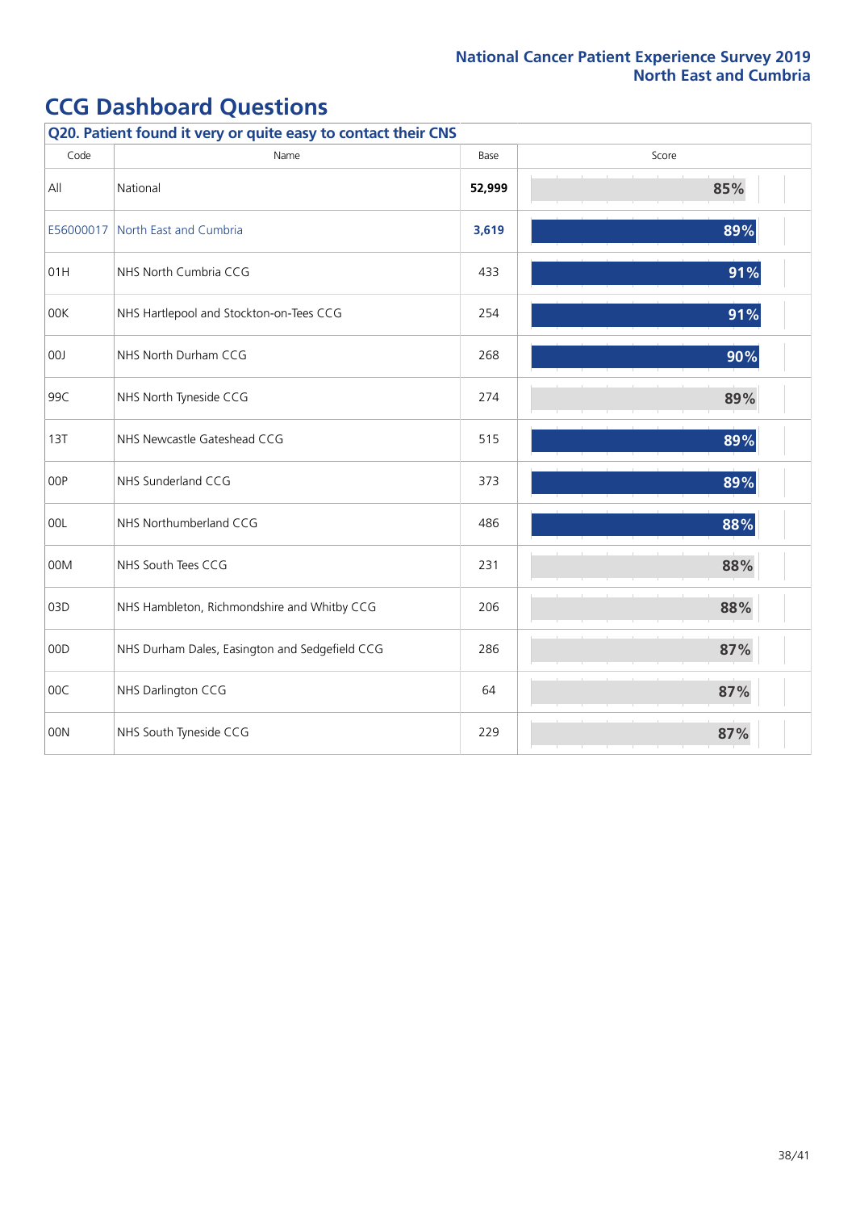# CCG Dashboard Questions

| Q20. Patient found it very or quite easy to contact their CNS | | | |
|---|---|---|---|
| Code | Name | Base | Score |
| All | National | **52,999** | 85% |
| E56000017 | North East and Cumbria | **3,619** | 89% |
| 01H | NHS North Cumbria CCG | 433 | 91% |
| 00K | NHS Hartlepool and Stockton-on-Tees CCG | 254 | 91% |
| 00J | NHS North Durham CCG | 268 | 90% |
| 99C | NHS North Tyneside CCG | 274 | 89% |
| 13T | NHS Newcastle Gateshead CCG | 515 | 89% |
| 00P | NHS Sunderland CCG | 373 | 89% |
| 00L | NHS Northumberland CCG | 486 | 88% |
| 00M | NHS South Tees CCG | 231 | 88% |
| 03D | NHS Hambleton, Richmondshire and Whitby CCG | 206 | 88% |
| 00D | NHS Durham Dales, Easington and Sedgefield CCG | 286 | 87% |
| 00C | NHS Darlington CCG | 64 | 87% |
| 00N | NHS South Tyneside CCG | 229 | 87% |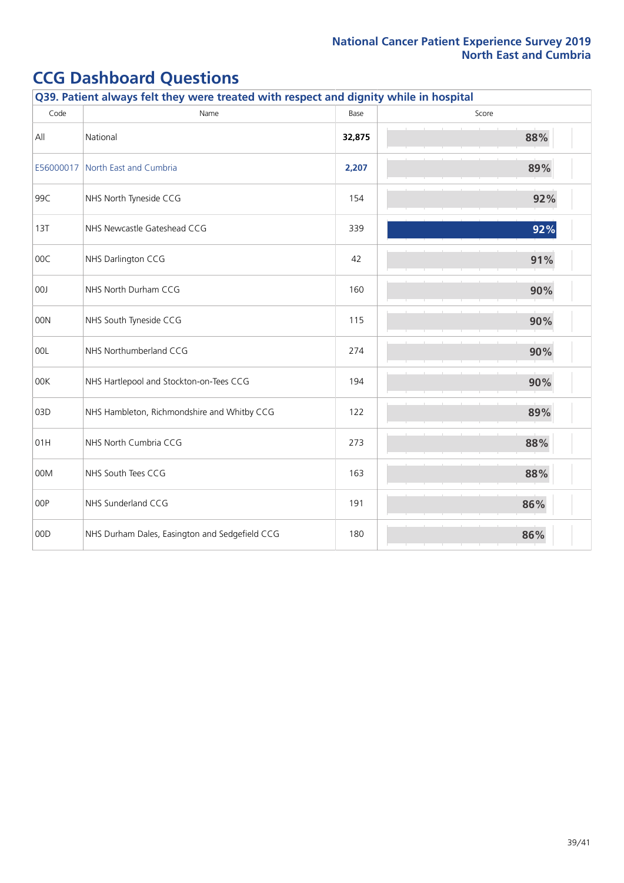# CCG Dashboard Questions

## Q39. Patient always felt they were treated with respect and dignity while in hospital

| Code | Name | Base | Score |
|---|---|---|---|
| All | National | **32,875** | 88% |
| E56000017 | North East and Cumbria | **2,207** | 89% |
| 99C | NHS North Tyneside CCG | 154 | 92% |
| 13T | NHS Newcastle Gateshead CCG | 339 | 92% |
| 00C | NHS Darlington CCG | 42 | 91% |
| 00J | NHS North Durham CCG | 160 | 90% |
| 00N | NHS South Tyneside CCG | 115 | 90% |
| 00L | NHS Northumberland CCG | 274 | 90% |
| 00K | NHS Hartlepool and Stockton-on-Tees CCG | 194 | 90% |
| 03D | NHS Hambleton, Richmondshire and Whitby CCG | 122 | 89% |
| 01H | NHS North Cumbria CCG | 273 | 88% |
| 00M | NHS South Tees CCG | 163 | 88% |
| 00P | NHS Sunderland CCG | 191 | 86% |
| 00D | NHS Durham Dales, Easington and Sedgefield CCG | 180 | 86% |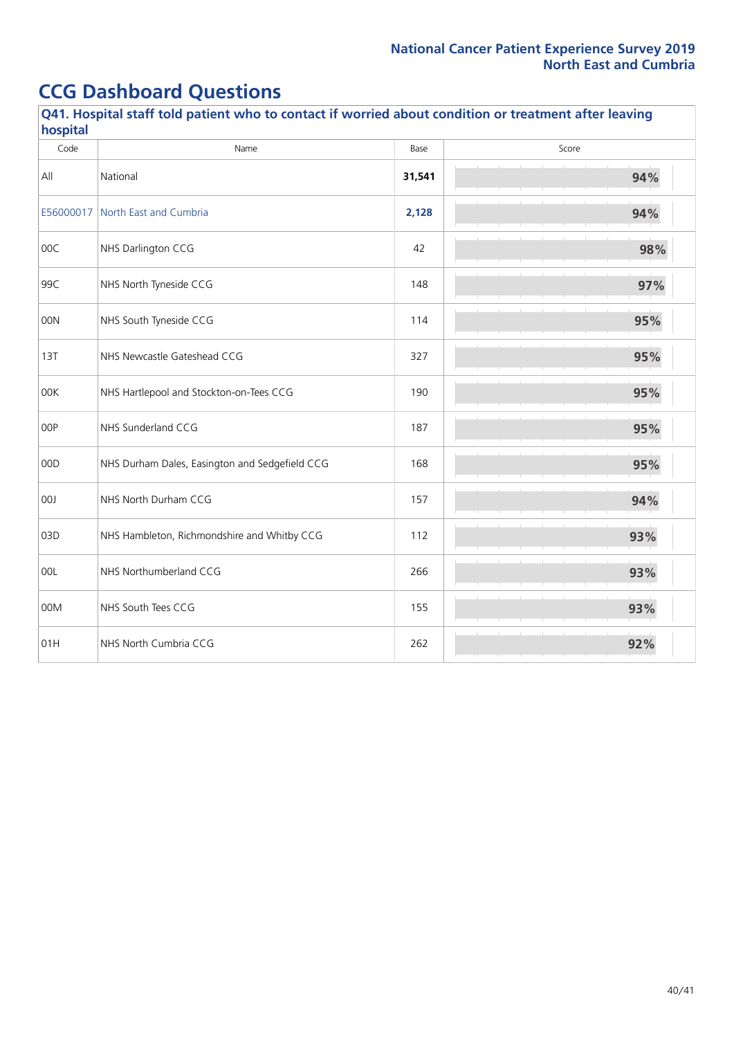## CCG Dashboard Questions

### Q41. Hospital staff told patient who to contact if worried about condition or treatment after leaving hospital

| Code | Name | Base | Score |
|---|---|---|---|
| All | National | **31,541** | 94% |
| E56000017 | North East and Cumbria | **2,128** | 94% |
| 00C | NHS Darlington CCG | 42 | 98% |
| 99C | NHS North Tyneside CCG | 148 | 97% |
| 00N | NHS South Tyneside CCG | 114 | 95% |
| 13T | NHS Newcastle Gateshead CCG | 327 | 95% |
| 00K | NHS Hartlepool and Stockton-on-Tees CCG | 190 | 95% |
| 00P | NHS Sunderland CCG | 187 | 95% |
| 00D | NHS Durham Dales, Easington and Sedgefield CCG | 168 | 95% |
| 00J | NHS North Durham CCG | 157 | 94% |
| 03D | NHS Hambleton, Richmondshire and Whitby CCG | 112 | 93% |
| 00L | NHS Northumberland CCG | 266 | 93% |
| 00M | NHS South Tees CCG | 155 | 93% |
| 01H | NHS North Cumbria CCG | 262 | 92% |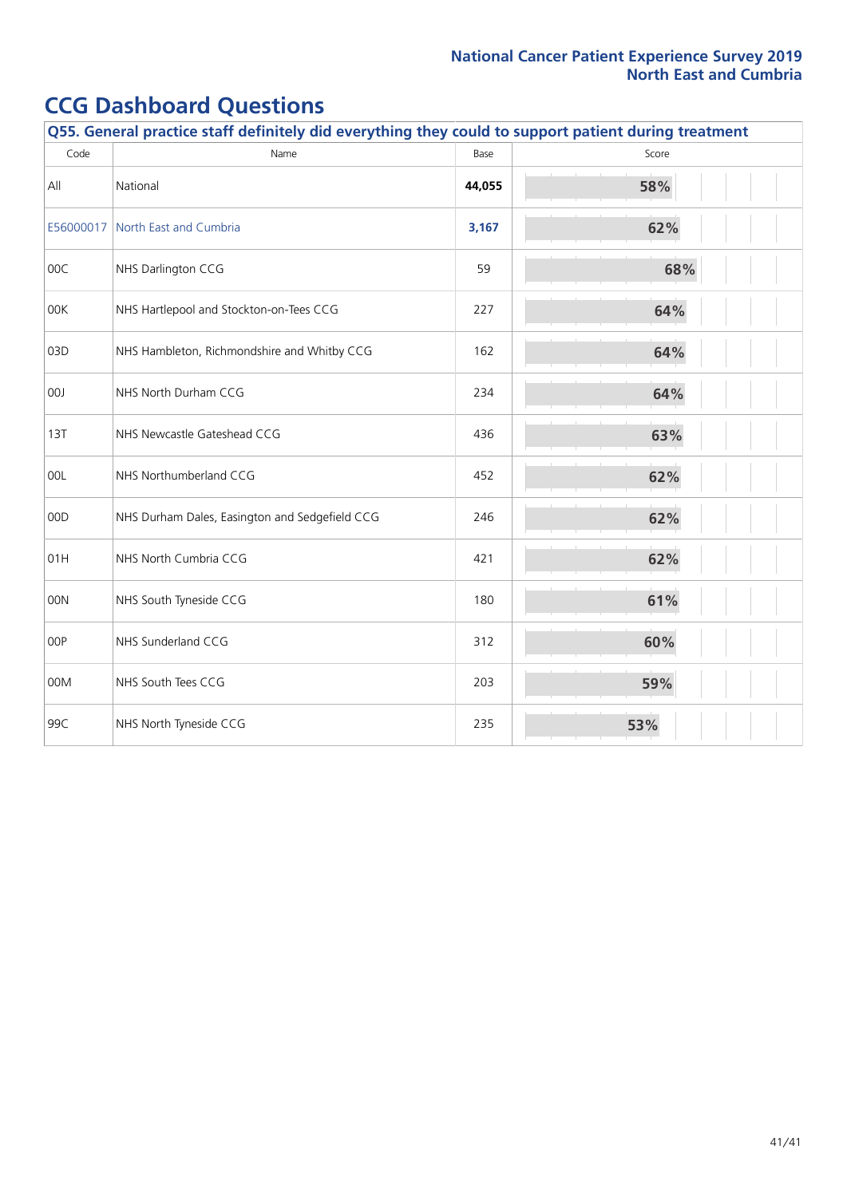# CCG Dashboard Questions

| Q55. General practice staff definitely did everything they could to support patient during treatment | | | |
|---|---|---|---|
| Code | Name | Base | Score |
| All | National | **44,055** | **58%** |
| E56000017 | North East and Cumbria | **3,167** | **62%** |
| 00C | NHS Darlington CCG | 59 | **68%** |
| 00K | NHS Hartlepool and Stockton-on-Tees CCG | 227 | **64%** |
| 03D | NHS Hambleton, Richmondshire and Whitby CCG | 162 | **64%** |
| 00J | NHS North Durham CCG | 234 | **64%** |
| 13T | NHS Newcastle Gateshead CCG | 436 | **63%** |
| 00L | NHS Northumberland CCG | 452 | **62%** |
| 00D | NHS Durham Dales, Easington and Sedgefield CCG | 246 | **62%** |
| 01H | NHS North Cumbria CCG | 421 | **62%** |
| 00N | NHS South Tyneside CCG | 180 | **61%** |
| 00P | NHS Sunderland CCG | 312 | **60%** |
| 00M | NHS South Tees CCG | 203 | **59%** |
| 99C | NHS North Tyneside CCG | 235 | **53%** |